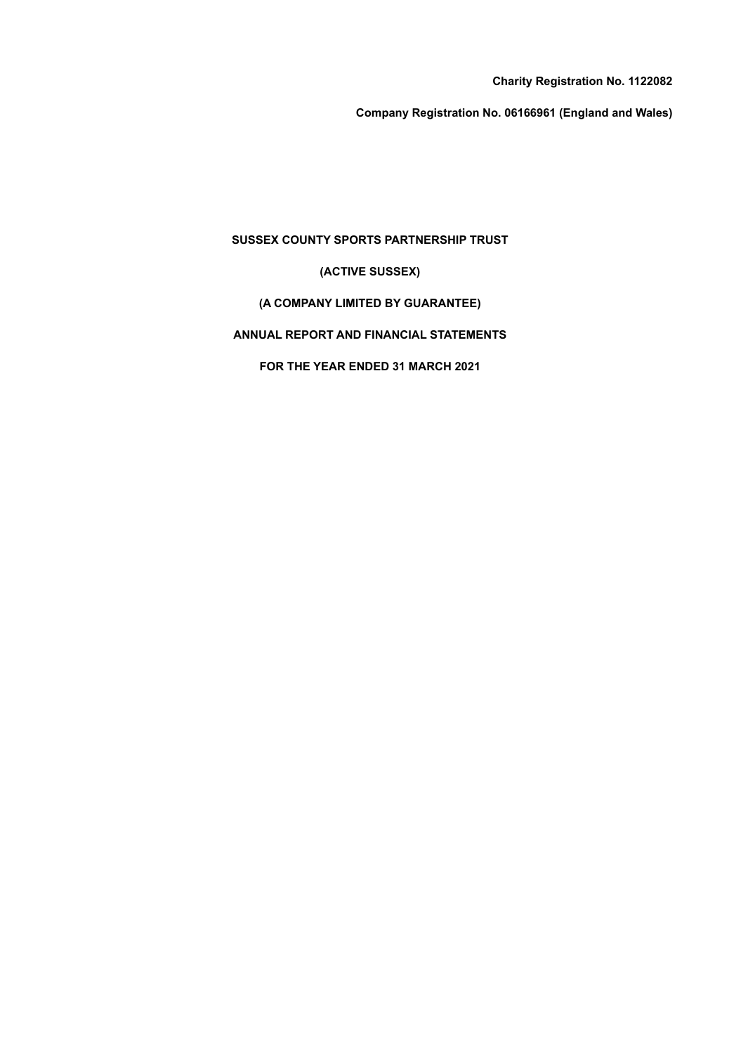**Charity Registration No. 1122082**

**Company Registration No. 06166961 (England and Wales)**

# SUSSEX COUNTY SPORTS PARTNERSHIP TRUST

**(ACTIVE SUSSEX)**

**(A COMPANY LIMITED BY GUARANTEE)**

**ANNUAL REPORT AND FINANCIAL STATEMENTS**

**FOR THE YEAR ENDED 31 MARCH 2021**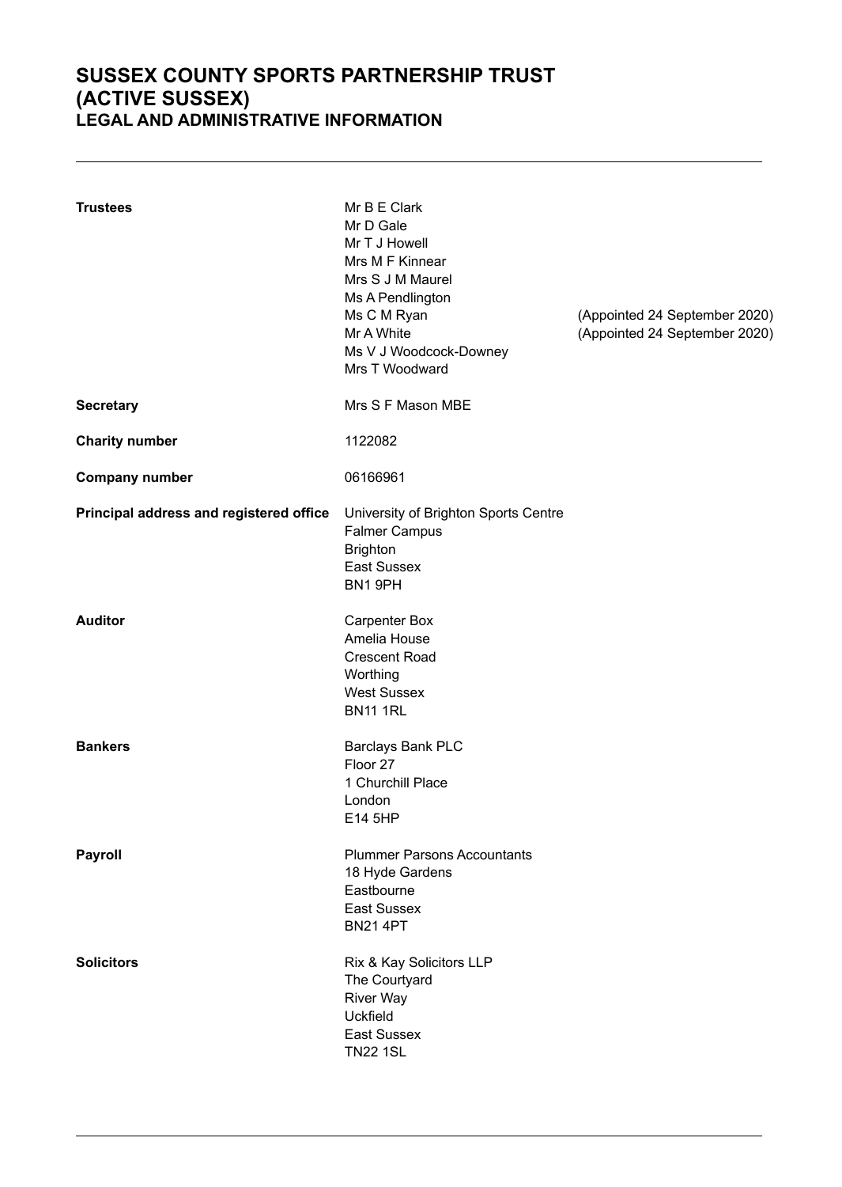# SUSSEX COUNTY SPORTS PARTNERSHIP TRUST (ACTIVE SUSSEX)

## LEGAL AND ADMINISTRATIVE INFORMATION

| | | |
|---|---|---|
| **Trustees** | Mr B E Clark | |
| | Mr D Gale | |
| | Mr T J Howell | |
| | Mrs M F Kinnear | |
| | Mrs S J M Maurel | |
| | Ms A Pendlington | |
| | Ms C M Ryan | (Appointed 24 September 2020) |
| | Mr A White | (Appointed 24 September 2020) |
| | Ms V J Woodcock-Downey | |
| | Mrs T Woodward | |
| **Secretary** | Mrs S F Mason MBE | |
| **Charity number** | 1122082 | |
| **Company number** | 06166961 | |
| **Principal address and registered office** | University of Brighton Sports Centre<br>Falmer Campus<br>Brighton<br>East Sussex<br>BN1 9PH | |
| **Auditor** | Carpenter Box<br>Amelia House<br>Crescent Road<br>Worthing<br>West Sussex<br>BN11 1RL | |
| **Bankers** | Barclays Bank PLC<br>Floor 27<br>1 Churchill Place<br>London<br>E14 5HP | |
| **Payroll** | Plummer Parsons Accountants<br>18 Hyde Gardens<br>Eastbourne<br>East Sussex<br>BN21 4PT | |
| **Solicitors** | Rix & Kay Solicitors LLP<br>The Courtyard<br>River Way<br>Uckfield<br>East Sussex<br>TN22 1SL | |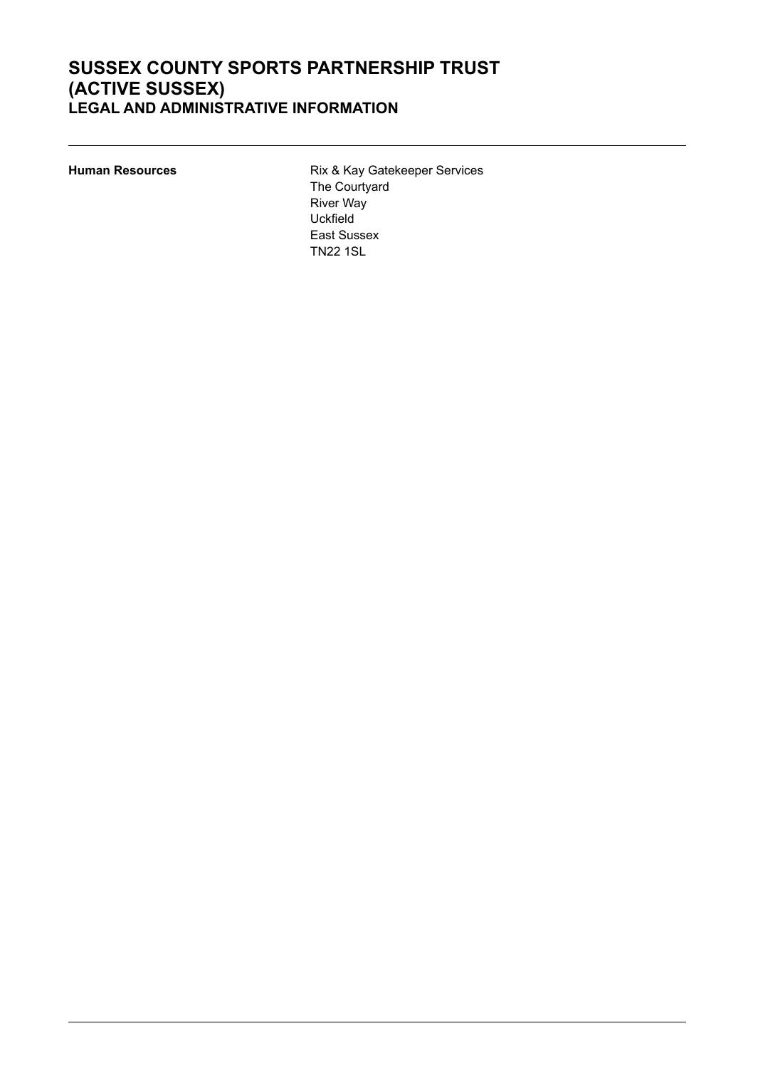# SUSSEX COUNTY SPORTS PARTNERSHIP TRUST (ACTIVE SUSSEX)

## LEGAL AND ADMINISTRATIVE INFORMATION

**Human Resources**

Rix & Kay Gatekeeper Services
The Courtyard
River Way
Uckfield
East Sussex
TN22 1SL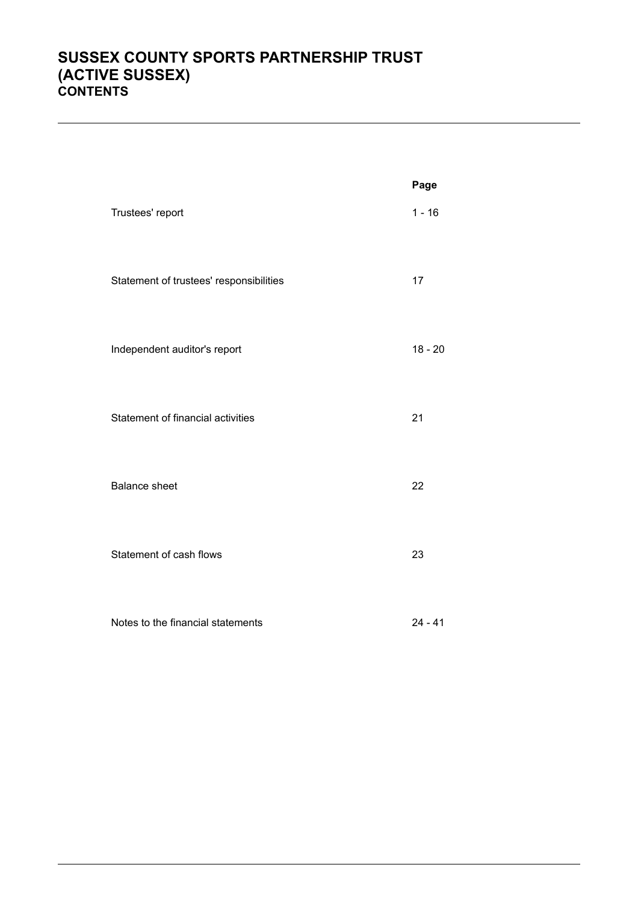# SUSSEX COUNTY SPORTS PARTNERSHIP TRUST (ACTIVE SUSSEX)

## CONTENTS

| | Page |
|---|---|
| Trustees' report | 1 - 16 |
| Statement of trustees' responsibilities | 17 |
| Independent auditor's report | 18 - 20 |
| Statement of financial activities | 21 |
| Balance sheet | 22 |
| Statement of cash flows | 23 |
| Notes to the financial statements | 24 - 41 |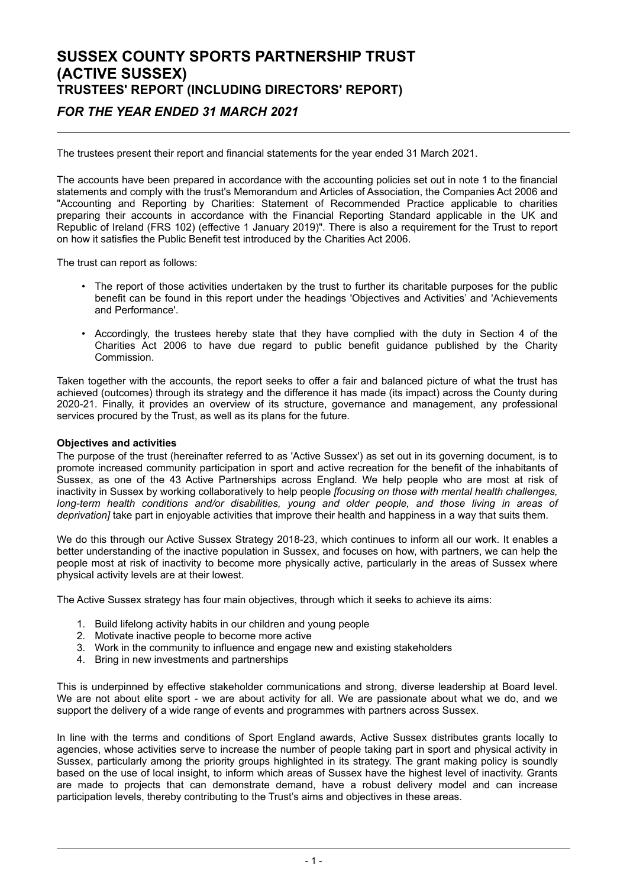# SUSSEX COUNTY SPORTS PARTNERSHIP TRUST (ACTIVE SUSSEX)
## TRUSTEES' REPORT (INCLUDING DIRECTORS' REPORT)
### *FOR THE YEAR ENDED 31 MARCH 2021*

The trustees present their report and financial statements for the year ended 31 March 2021.

The accounts have been prepared in accordance with the accounting policies set out in note 1 to the financial statements and comply with the trust's Memorandum and Articles of Association, the Companies Act 2006 and "Accounting and Reporting by Charities: Statement of Recommended Practice applicable to charities preparing their accounts in accordance with the Financial Reporting Standard applicable in the UK and Republic of Ireland (FRS 102) (effective 1 January 2019)". There is also a requirement for the Trust to report on how it satisfies the Public Benefit test introduced by the Charities Act 2006.

The trust can report as follows:

- The report of those activities undertaken by the trust to further its charitable purposes for the public benefit can be found in this report under the headings 'Objectives and Activities' and 'Achievements and Performance'.
- Accordingly, the trustees hereby state that they have complied with the duty in Section 4 of the Charities Act 2006 to have due regard to public benefit guidance published by the Charity Commission.

Taken together with the accounts, the report seeks to offer a fair and balanced picture of what the trust has achieved (outcomes) through its strategy and the difference it has made (its impact) across the County during 2020-21. Finally, it provides an overview of its structure, governance and management, any professional services procured by the Trust, as well as its plans for the future.

**Objectives and activities**

The purpose of the trust (hereinafter referred to as 'Active Sussex') as set out in its governing document, is to promote increased community participation in sport and active recreation for the benefit of the inhabitants of Sussex, as one of the 43 Active Partnerships across England. We help people who are most at risk of inactivity in Sussex by working collaboratively to help people *[focusing on those with mental health challenges, long-term health conditions and/or disabilities, young and older people, and those living in areas of deprivation]* take part in enjoyable activities that improve their health and happiness in a way that suits them.

We do this through our Active Sussex Strategy 2018-23, which continues to inform all our work. It enables a better understanding of the inactive population in Sussex, and focuses on how, with partners, we can help the people most at risk of inactivity to become more physically active, particularly in the areas of Sussex where physical activity levels are at their lowest.

The Active Sussex strategy has four main objectives, through which it seeks to achieve its aims:

1. Build lifelong activity habits in our children and young people
2. Motivate inactive people to become more active
3. Work in the community to influence and engage new and existing stakeholders
4. Bring in new investments and partnerships

This is underpinned by effective stakeholder communications and strong, diverse leadership at Board level. We are not about elite sport - we are about activity for all. We are passionate about what we do, and we support the delivery of a wide range of events and programmes with partners across Sussex.

In line with the terms and conditions of Sport England awards, Active Sussex distributes grants locally to agencies, whose activities serve to increase the number of people taking part in sport and physical activity in Sussex, particularly among the priority groups highlighted in its strategy. The grant making policy is soundly based on the use of local insight, to inform which areas of Sussex have the highest level of inactivity. Grants are made to projects that can demonstrate demand, have a robust delivery model and can increase participation levels, thereby contributing to the Trust's aims and objectives in these areas.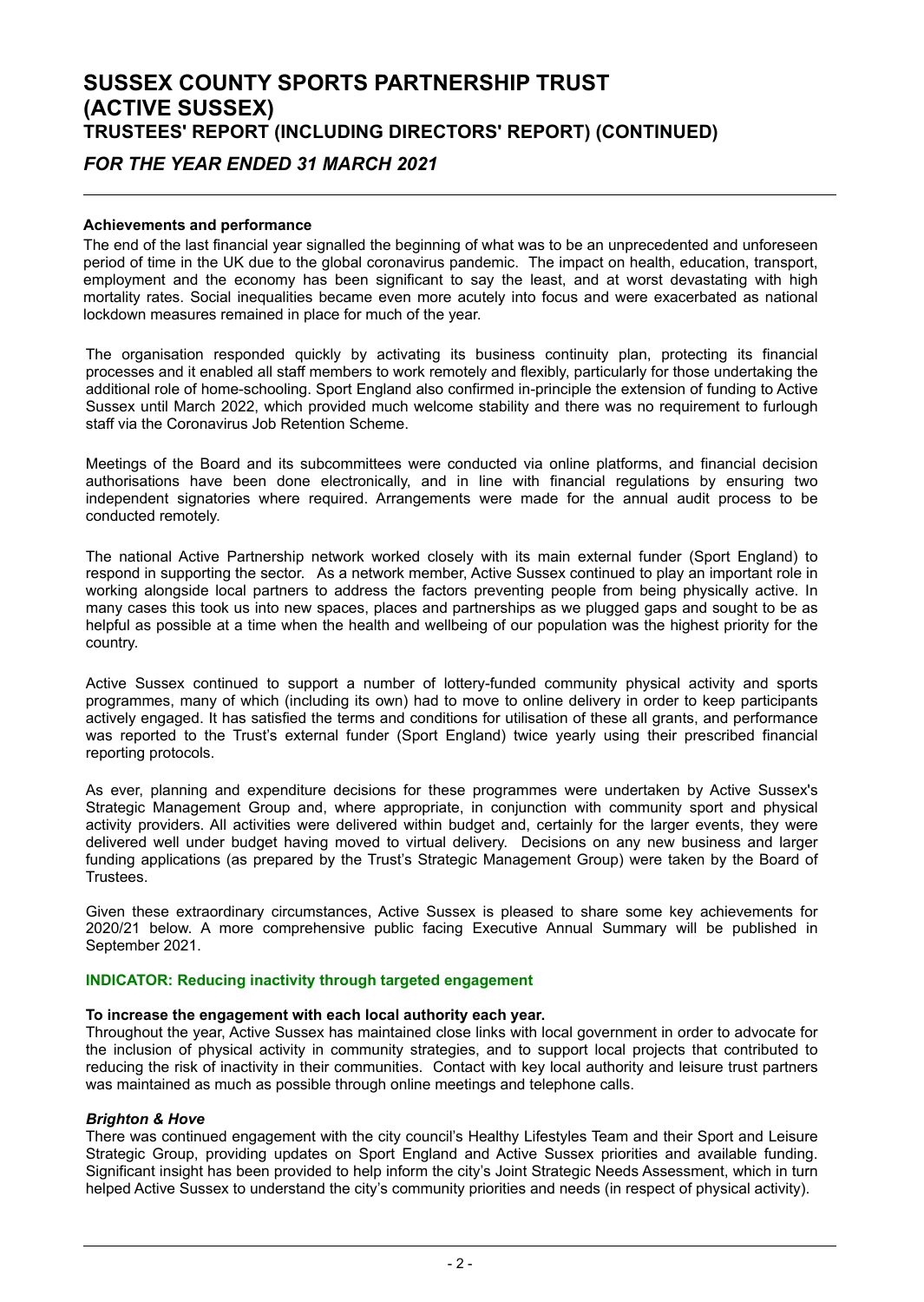### Achievements and performance

The end of the last financial year signalled the beginning of what was to be an unprecedented and unforeseen period of time in the UK due to the global coronavirus pandemic. The impact on health, education, transport, employment and the economy has been significant to say the least, and at worst devastating with high mortality rates. Social inequalities became even more acutely into focus and were exacerbated as national lockdown measures remained in place for much of the year.

The organisation responded quickly by activating its business continuity plan, protecting its financial processes and it enabled all staff members to work remotely and flexibly, particularly for those undertaking the additional role of home-schooling. Sport England also confirmed in-principle the extension of funding to Active Sussex until March 2022, which provided much welcome stability and there was no requirement to furlough staff via the Coronavirus Job Retention Scheme.

Meetings of the Board and its subcommittees were conducted via online platforms, and financial decision authorisations have been done electronically, and in line with financial regulations by ensuring two independent signatories where required. Arrangements were made for the annual audit process to be conducted remotely.

The national Active Partnership network worked closely with its main external funder (Sport England) to respond in supporting the sector. As a network member, Active Sussex continued to play an important role in working alongside local partners to address the factors preventing people from being physically active. In many cases this took us into new spaces, places and partnerships as we plugged gaps and sought to be as helpful as possible at a time when the health and wellbeing of our population was the highest priority for the country.

Active Sussex continued to support a number of lottery-funded community physical activity and sports programmes, many of which (including its own) had to move to online delivery in order to keep participants actively engaged. It has satisfied the terms and conditions for utilisation of these all grants, and performance was reported to the Trust's external funder (Sport England) twice yearly using their prescribed financial reporting protocols.

As ever, planning and expenditure decisions for these programmes were undertaken by Active Sussex's Strategic Management Group and, where appropriate, in conjunction with community sport and physical activity providers. All activities were delivered within budget and, certainly for the larger events, they were delivered well under budget having moved to virtual delivery. Decisions on any new business and larger funding applications (as prepared by the Trust's Strategic Management Group) were taken by the Board of Trustees.

Given these extraordinary circumstances, Active Sussex is pleased to share some key achievements for 2020/21 below. A more comprehensive public facing Executive Annual Summary will be published in September 2021.

#### INDICATOR: Reducing inactivity through targeted engagement

**To increase the engagement with each local authority each year.**

Throughout the year, Active Sussex has maintained close links with local government in order to advocate for the inclusion of physical activity in community strategies, and to support local projects that contributed to reducing the risk of inactivity in their communities. Contact with key local authority and leisure trust partners was maintained as much as possible through online meetings and telephone calls.

***Brighton & Hove***

There was continued engagement with the city council's Healthy Lifestyles Team and their Sport and Leisure Strategic Group, providing updates on Sport England and Active Sussex priorities and available funding. Significant insight has been provided to help inform the city's Joint Strategic Needs Assessment, which in turn helped Active Sussex to understand the city's community priorities and needs (in respect of physical activity).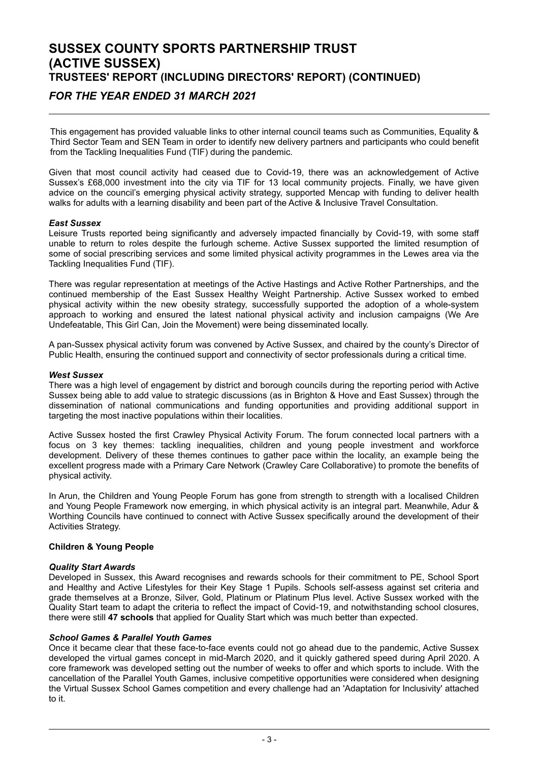This engagement has provided valuable links to other internal council teams such as Communities, Equality & Third Sector Team and SEN Team in order to identify new delivery partners and participants who could benefit from the Tackling Inequalities Fund (TIF) during the pandemic.

Given that most council activity had ceased due to Covid-19, there was an acknowledgement of Active Sussex's £68,000 investment into the city via TIF for 13 local community projects. Finally, we have given advice on the council's emerging physical activity strategy, supported Mencap with funding to deliver health walks for adults with a learning disability and been part of the Active & Inclusive Travel Consultation.

***East Sussex***

Leisure Trusts reported being significantly and adversely impacted financially by Covid-19, with some staff unable to return to roles despite the furlough scheme. Active Sussex supported the limited resumption of some of social prescribing services and some limited physical activity programmes in the Lewes area via the Tackling Inequalities Fund (TIF).

There was regular representation at meetings of the Active Hastings and Active Rother Partnerships, and the continued membership of the East Sussex Healthy Weight Partnership. Active Sussex worked to embed physical activity within the new obesity strategy, successfully supported the adoption of a whole-system approach to working and ensured the latest national physical activity and inclusion campaigns (We Are Undefeatable, This Girl Can, Join the Movement) were being disseminated locally.

A pan-Sussex physical activity forum was convened by Active Sussex, and chaired by the county's Director of Public Health, ensuring the continued support and connectivity of sector professionals during a critical time.

***West Sussex***

There was a high level of engagement by district and borough councils during the reporting period with Active Sussex being able to add value to strategic discussions (as in Brighton & Hove and East Sussex) through the dissemination of national communications and funding opportunities and providing additional support in targeting the most inactive populations within their localities.

Active Sussex hosted the first Crawley Physical Activity Forum. The forum connected local partners with a focus on 3 key themes: tackling inequalities, children and young people investment and workforce development. Delivery of these themes continues to gather pace within the locality, an example being the excellent progress made with a Primary Care Network (Crawley Care Collaborative) to promote the benefits of physical activity.

In Arun, the Children and Young People Forum has gone from strength to strength with a localised Children and Young People Framework now emerging, in which physical activity is an integral part. Meanwhile, Adur & Worthing Councils have continued to connect with Active Sussex specifically around the development of their Activities Strategy.

**Children & Young People**

***Quality Start Awards***

Developed in Sussex, this Award recognises and rewards schools for their commitment to PE, School Sport and Healthy and Active Lifestyles for their Key Stage 1 Pupils. Schools self-assess against set criteria and grade themselves at a Bronze, Silver, Gold, Platinum or Platinum Plus level. Active Sussex worked with the Quality Start team to adapt the criteria to reflect the impact of Covid-19, and notwithstanding school closures, there were still **47 schools** that applied for Quality Start which was much better than expected.

***School Games & Parallel Youth Games***

Once it became clear that these face-to-face events could not go ahead due to the pandemic, Active Sussex developed the virtual games concept in mid-March 2020, and it quickly gathered speed during April 2020. A core framework was developed setting out the number of weeks to offer and which sports to include. With the cancellation of the Parallel Youth Games, inclusive competitive opportunities were considered when designing the Virtual Sussex School Games competition and every challenge had an 'Adaptation for Inclusivity' attached to it.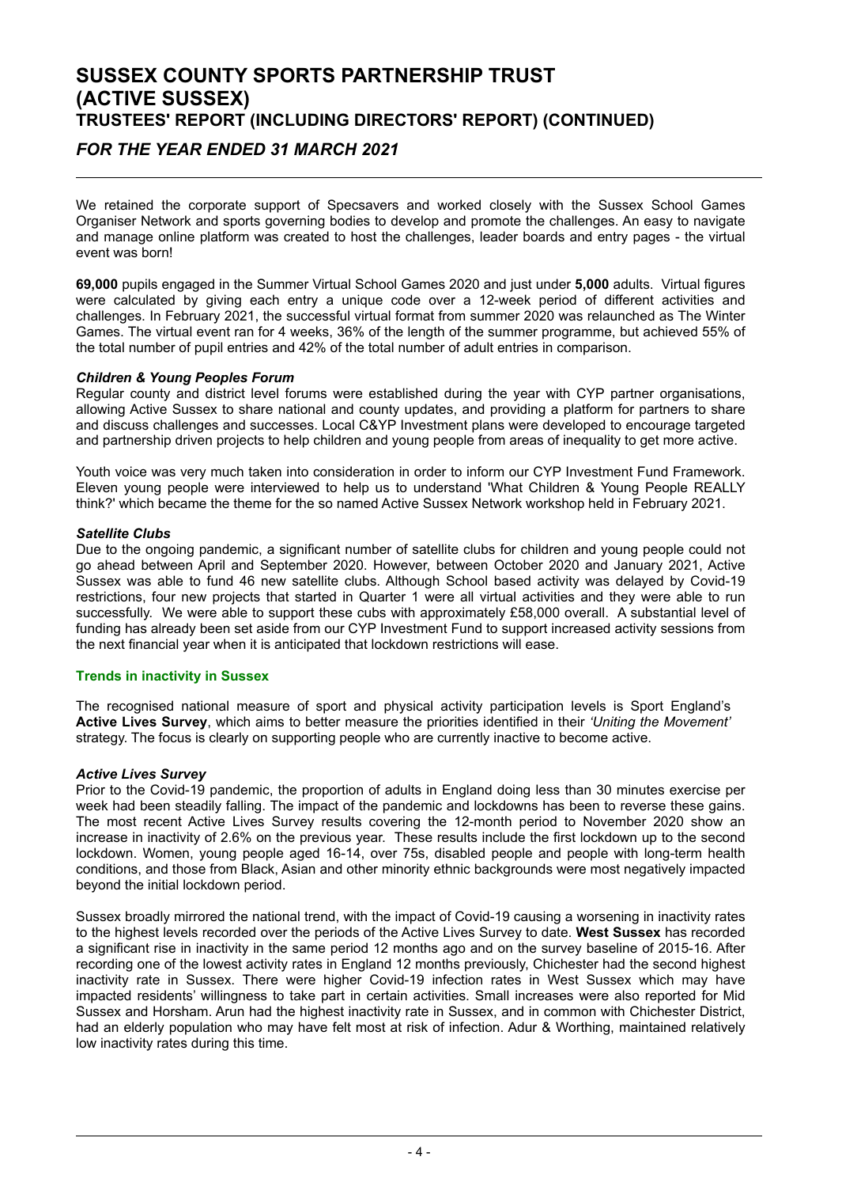We retained the corporate support of Specsavers and worked closely with the Sussex School Games Organiser Network and sports governing bodies to develop and promote the challenges. An easy to navigate and manage online platform was created to host the challenges, leader boards and entry pages - the virtual event was born!

**69,000** pupils engaged in the Summer Virtual School Games 2020 and just under **5,000** adults. Virtual figures were calculated by giving each entry a unique code over a 12-week period of different activities and challenges. In February 2021, the successful virtual format from summer 2020 was relaunched as The Winter Games. The virtual event ran for 4 weeks, 36% of the length of the summer programme, but achieved 55% of the total number of pupil entries and 42% of the total number of adult entries in comparison.

### *Children & Young Peoples Forum*

Regular county and district level forums were established during the year with CYP partner organisations, allowing Active Sussex to share national and county updates, and providing a platform for partners to share and discuss challenges and successes. Local C&YP Investment plans were developed to encourage targeted and partnership driven projects to help children and young people from areas of inequality to get more active.

Youth voice was very much taken into consideration in order to inform our CYP Investment Fund Framework. Eleven young people were interviewed to help us to understand 'What Children & Young People REALLY think?' which became the theme for the so named Active Sussex Network workshop held in February 2021.

### *Satellite Clubs*

Due to the ongoing pandemic, a significant number of satellite clubs for children and young people could not go ahead between April and September 2020. However, between October 2020 and January 2021, Active Sussex was able to fund 46 new satellite clubs. Although School based activity was delayed by Covid-19 restrictions, four new projects that started in Quarter 1 were all virtual activities and they were able to run successfully. We were able to support these cubs with approximately £58,000 overall. A substantial level of funding has already been set aside from our CYP Investment Fund to support increased activity sessions from the next financial year when it is anticipated that lockdown restrictions will ease.

## Trends in inactivity in Sussex

The recognised national measure of sport and physical activity participation levels is Sport England's **Active Lives Survey**, which aims to better measure the priorities identified in their *'Uniting the Movement'* strategy. The focus is clearly on supporting people who are currently inactive to become active.

### *Active Lives Survey*

Prior to the Covid-19 pandemic, the proportion of adults in England doing less than 30 minutes exercise per week had been steadily falling. The impact of the pandemic and lockdowns has been to reverse these gains. The most recent Active Lives Survey results covering the 12-month period to November 2020 show an increase in inactivity of 2.6% on the previous year. These results include the first lockdown up to the second lockdown. Women, young people aged 16-14, over 75s, disabled people and people with long-term health conditions, and those from Black, Asian and other minority ethnic backgrounds were most negatively impacted beyond the initial lockdown period.

Sussex broadly mirrored the national trend, with the impact of Covid-19 causing a worsening in inactivity rates to the highest levels recorded over the periods of the Active Lives Survey to date. **West Sussex** has recorded a significant rise in inactivity in the same period 12 months ago and on the survey baseline of 2015-16. After recording one of the lowest activity rates in England 12 months previously, Chichester had the second highest inactivity rate in Sussex. There were higher Covid-19 infection rates in West Sussex which may have impacted residents' willingness to take part in certain activities. Small increases were also reported for Mid Sussex and Horsham. Arun had the highest inactivity rate in Sussex, and in common with Chichester District, had an elderly population who may have felt most at risk of infection. Adur & Worthing, maintained relatively low inactivity rates during this time.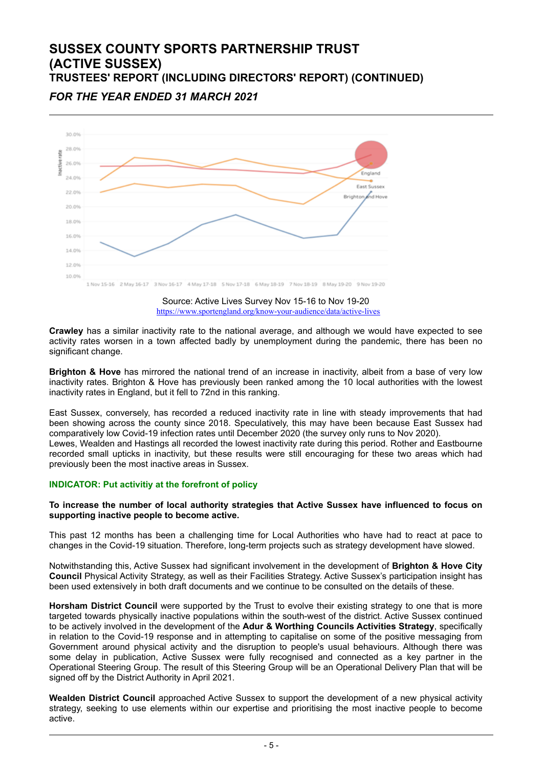# SUSSEX COUNTY SPORTS PARTNERSHIP TRUST (ACTIVE SUSSEX)

## TRUSTEES' REPORT (INCLUDING DIRECTORS' REPORT) (CONTINUED)

### *FOR THE YEAR ENDED 31 MARCH 2021*

Inactive rate

30.0%
28.0%
26.0%
24.0%
22.0%
20.0%
18.0%
16.0%
14.0%
12.0%
10.0%

1 Nov 15-16 2 May 16-17 3 Nov 16-17 4 May 17-18 5 Nov 17-18 6 May 18-19 7 Nov 18-19 8 May 19-20 9 Nov 19-20

England
East Sussex
Brighton and Hove

Source: Active Lives Survey Nov 15-16 to Nov 19-20
https://www.sportengland.org/know-your-audience/data/active-lives

**Crawley** has a similar inactivity rate to the national average, and although we would have expected to see activity rates worsen in a town affected badly by unemployment during the pandemic, there has been no significant change.

**Brighton & Hove** has mirrored the national trend of an increase in inactivity, albeit from a base of very low inactivity rates. Brighton & Hove has previously been ranked among the 10 local authorities with the lowest inactivity rates in England, but it fell to 72nd in this ranking.

East Sussex, conversely, has recorded a reduced inactivity rate in line with steady improvements that had been showing across the county since 2018. Speculatively, this may have been because East Sussex had comparatively low Covid-19 infection rates until December 2020 (the survey only runs to Nov 2020).
Lewes, Wealden and Hastings all recorded the lowest inactivity rate during this period. Rother and Eastbourne recorded small upticks in inactivity, but these results were still encouraging for these two areas which had previously been the most inactive areas in Sussex.

**INDICATOR: Put activitiy at the forefront of policy**

**To increase the number of local authority strategies that Active Sussex have influenced to focus on supporting inactive people to become active.**

This past 12 months has been a challenging time for Local Authorities who have had to react at pace to changes in the Covid-19 situation. Therefore, long-term projects such as strategy development have slowed.

Notwithstanding this, Active Sussex had significant involvement in the development of **Brighton & Hove City Council** Physical Activity Strategy, as well as their Facilities Strategy. Active Sussex's participation insight has been used extensively in both draft documents and we continue to be consulted on the details of these.

**Horsham District Council** were supported by the Trust to evolve their existing strategy to one that is more targeted towards physically inactive populations within the south-west of the district. Active Sussex continued to be actively involved in the development of the **Adur & Worthing Councils Activities Strategy**, specifically in relation to the Covid-19 response and in attempting to capitalise on some of the positive messaging from Government around physical activity and the disruption to people's usual behaviours. Although there was some delay in publication, Active Sussex were fully recognised and connected as a key partner in the Operational Steering Group. The result of this Steering Group will be an Operational Delivery Plan that will be signed off by the District Authority in April 2021.

**Wealden District Council** approached Active Sussex to support the development of a new physical activity strategy, seeking to use elements within our expertise and prioritising the most inactive people to become active.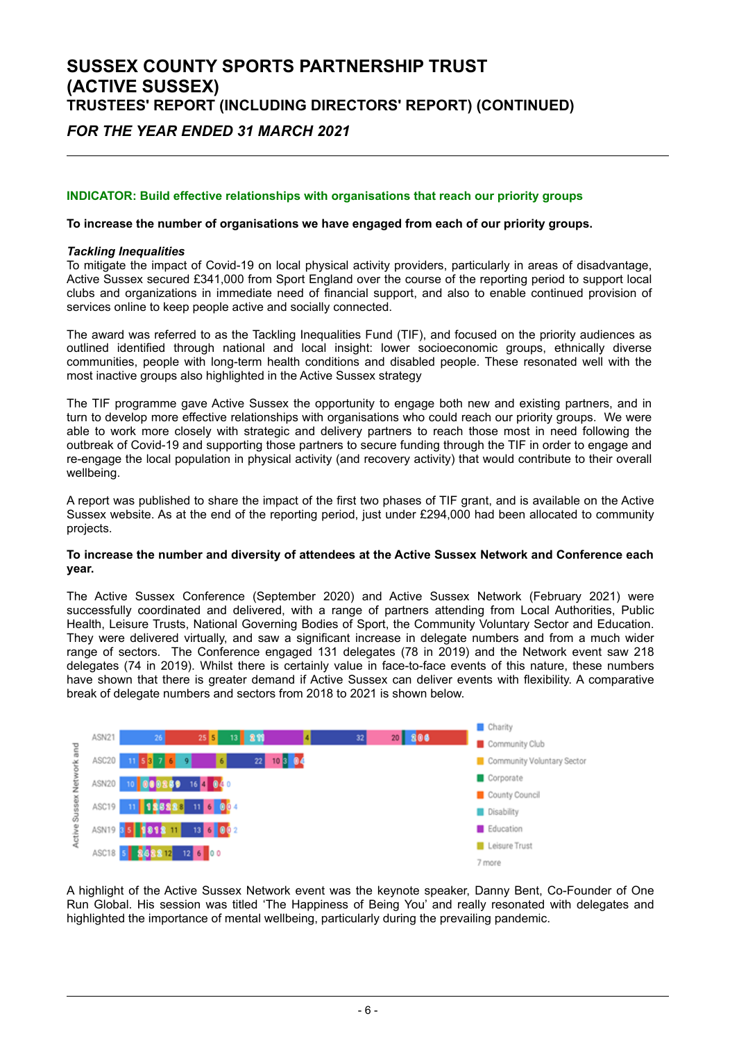# SUSSEX COUNTY SPORTS PARTNERSHIP TRUST (ACTIVE SUSSEX)

## TRUSTEES' REPORT (INCLUDING DIRECTORS' REPORT) (CONTINUED)

*FOR THE YEAR ENDED 31 MARCH 2021*

---

**INDICATOR: Build effective relationships with organisations that reach our priority groups**

**To increase the number of organisations we have engaged from each of our priority groups.**

***Tackling Inequalities***

To mitigate the impact of Covid-19 on local physical activity providers, particularly in areas of disadvantage, Active Sussex secured £341,000 from Sport England over the course of the reporting period to support local clubs and organizations in immediate need of financial support, and also to enable continued provision of services online to keep people active and socially connected.

The award was referred to as the Tackling Inequalities Fund (TIF), and focused on the priority audiences as outlined identified through national and local insight: lower socioeconomic groups, ethnically diverse communities, people with long-term health conditions and disabled people. These resonated well with the most inactive groups also highlighted in the Active Sussex strategy

The TIF programme gave Active Sussex the opportunity to engage both new and existing partners, and in turn to develop more effective relationships with organisations who could reach our priority groups. We were able to work more closely with strategic and delivery partners to reach those most in need following the outbreak of Covid-19 and supporting those partners to secure funding through the TIF in order to engage and re-engage the local population in physical activity (and recovery activity) that would contribute to their overall wellbeing.

A report was published to share the impact of the first two phases of TIF grant, and is available on the Active Sussex website. As at the end of the reporting period, just under £294,000 had been allocated to community projects.

**To increase the number and diversity of attendees at the Active Sussex Network and Conference each year.**

The Active Sussex Conference (September 2020) and Active Sussex Network (February 2021) were successfully coordinated and delivered, with a range of partners attending from Local Authorities, Public Health, Leisure Trusts, National Governing Bodies of Sport, the Community Voluntary Sector and Education. They were delivered virtually, and saw a significant increase in delegate numbers and from a much wider range of sectors. The Conference engaged 131 delegates (78 in 2019) and the Network event saw 218 delegates (74 in 2019). Whilst there is certainly value in face-to-face events of this nature, these numbers have shown that there is greater demand if Active Sussex can deliver events with flexibility. A comparative break of delegate numbers and sectors from 2018 to 2021 is shown below.

Active Sussex Network and

ASN21: 26, 25, 5, 13, 2, 11, 4, 32, 20, 2, 0, 6
ASC20: 11, 5, 3, 7, 6, 9, 6, 22, 10, 3, 0, 4
ASN20: 10, 0, 0, 0, 2, 5, 9, 16, 4, 0, 4, 0
ASC19: 11, 1, 2, 5, 3, 2, 8, 11, 6, 0, 0, 4
ASN19: 3, 5, 1, 3, 1, 2, 11, 13, 6, 0, 0, 2
ASC18: 5, 2, 4, 5, 3, 2, 12, 12, 6, 0, 0

Charity
Community Club
Community Voluntary Sector
Corporate
County Council
Disability
Education
Leisure Trust
7 more

A highlight of the Active Sussex Network event was the keynote speaker, Danny Bent, Co-Founder of One Run Global. His session was titled 'The Happiness of Being You' and really resonated with delegates and highlighted the importance of mental wellbeing, particularly during the prevailing pandemic.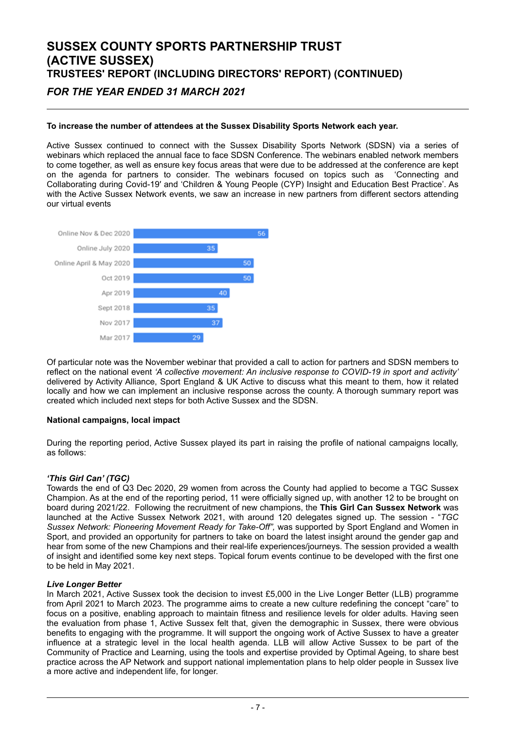**To increase the number of attendees at the Sussex Disability Sports Network each year.**

Active Sussex continued to connect with the Sussex Disability Sports Network (SDSN) via a series of webinars which replaced the annual face to face SDSN Conference. The webinars enabled network members to come together, as well as ensure key focus areas that were due to be addressed at the conference are kept on the agenda for partners to consider. The webinars focused on topics such as 'Connecting and Collaborating during Covid-19' and 'Children & Young People (CYP) Insight and Education Best Practice'. As with the Active Sussex Network events, we saw an increase in new partners from different sectors attending our virtual events

Online Nov & Dec 2020 56
Online July 2020 35
Online April & May 2020 50
Oct 2019 50
Apr 2019 40
Sept 2018 35
Nov 2017 37
Mar 2017 29

Of particular note was the November webinar that provided a call to action for partners and SDSN members to reflect on the national event *'A collective movement: An inclusive response to COVID-19 in sport and activity'* delivered by Activity Alliance, Sport England & UK Active to discuss what this meant to them, how it related locally and how we can implement an inclusive response across the county. A thorough summary report was created which included next steps for both Active Sussex and the SDSN.

**National campaigns, local impact**

During the reporting period, Active Sussex played its part in raising the profile of national campaigns locally, as follows:

***'This Girl Can' (TGC)***
Towards the end of Q3 Dec 2020, 29 women from across the County had applied to become a TGC Sussex Champion. As at the end of the reporting period, 11 were officially signed up, with another 12 to be brought on board during 2021/22. Following the recruitment of new champions, the **This Girl Can Sussex Network** was launched at the Active Sussex Network 2021, with around 120 delegates signed up. The session - "*TGC Sussex Network: Pioneering Movement Ready for Take-Off",* was supported by Sport England and Women in Sport, and provided an opportunity for partners to take on board the latest insight around the gender gap and hear from some of the new Champions and their real-life experiences/journeys. The session provided a wealth of insight and identified some key next steps. Topical forum events continue to be developed with the first one to be held in May 2021.

***Live Longer Better***
In March 2021, Active Sussex took the decision to invest £5,000 in the Live Longer Better (LLB) programme from April 2021 to March 2023. The programme aims to create a new culture redefining the concept "care" to focus on a positive, enabling approach to maintain fitness and resilience levels for older adults. Having seen the evaluation from phase 1, Active Sussex felt that, given the demographic in Sussex, there were obvious benefits to engaging with the programme. It will support the ongoing work of Active Sussex to have a greater influence at a strategic level in the local health agenda. LLB will allow Active Sussex to be part of the Community of Practice and Learning, using the tools and expertise provided by Optimal Ageing, to share best practice across the AP Network and support national implementation plans to help older people in Sussex live a more active and independent life, for longer.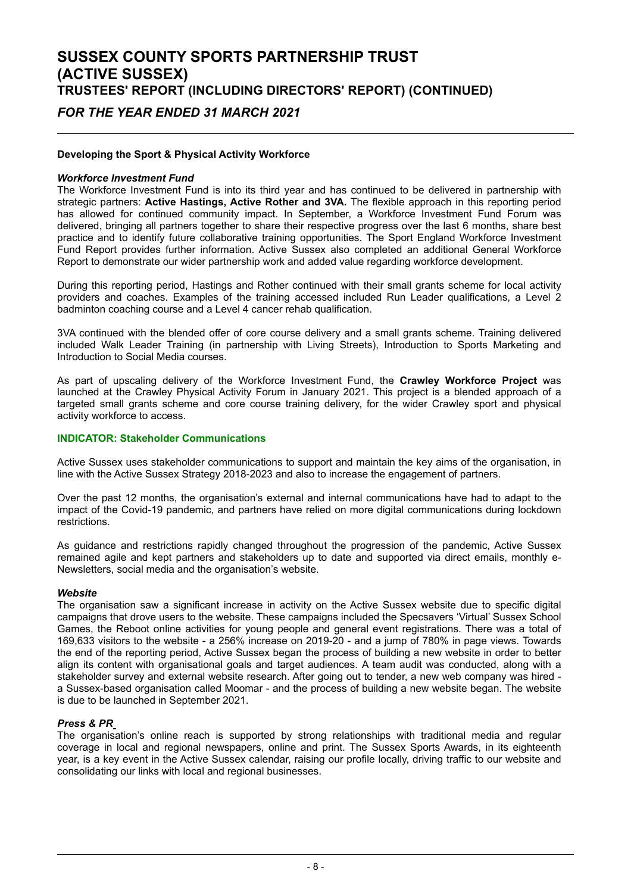### Developing the Sport & Physical Activity Workforce

***Workforce Investment Fund***

The Workforce Investment Fund is into its third year and has continued to be delivered in partnership with strategic partners: **Active Hastings, Active Rother and 3VA.** The flexible approach in this reporting period has allowed for continued community impact. In September, a Workforce Investment Fund Forum was delivered, bringing all partners together to share their respective progress over the last 6 months, share best practice and to identify future collaborative training opportunities. The Sport England Workforce Investment Fund Report provides further information. Active Sussex also completed an additional General Workforce Report to demonstrate our wider partnership work and added value regarding workforce development.

During this reporting period, Hastings and Rother continued with their small grants scheme for local activity providers and coaches. Examples of the training accessed included Run Leader qualifications, a Level 2 badminton coaching course and a Level 4 cancer rehab qualification.

3VA continued with the blended offer of core course delivery and a small grants scheme. Training delivered included Walk Leader Training (in partnership with Living Streets), Introduction to Sports Marketing and Introduction to Social Media courses.

As part of upscaling delivery of the Workforce Investment Fund, the **Crawley Workforce Project** was launched at the Crawley Physical Activity Forum in January 2021. This project is a blended approach of a targeted small grants scheme and core course training delivery, for the wider Crawley sport and physical activity workforce to access.

### INDICATOR: Stakeholder Communications

Active Sussex uses stakeholder communications to support and maintain the key aims of the organisation, in line with the Active Sussex Strategy 2018-2023 and also to increase the engagement of partners.

Over the past 12 months, the organisation's external and internal communications have had to adapt to the impact of the Covid-19 pandemic, and partners have relied on more digital communications during lockdown restrictions.

As guidance and restrictions rapidly changed throughout the progression of the pandemic, Active Sussex remained agile and kept partners and stakeholders up to date and supported via direct emails, monthly e-Newsletters, social media and the organisation's website.

***Website***

The organisation saw a significant increase in activity on the Active Sussex website due to specific digital campaigns that drove users to the website. These campaigns included the Specsavers 'Virtual' Sussex School Games, the Reboot online activities for young people and general event registrations. There was a total of 169,633 visitors to the website - a 256% increase on 2019-20 - and a jump of 780% in page views. Towards the end of the reporting period, Active Sussex began the process of building a new website in order to better align its content with organisational goals and target audiences. A team audit was conducted, along with a stakeholder survey and external website research. After going out to tender, a new web company was hired - a Sussex-based organisation called Moomar - and the process of building a new website began. The website is due to be launched in September 2021.

***Press & PR***

The organisation's online reach is supported by strong relationships with traditional media and regular coverage in local and regional newspapers, online and print. The Sussex Sports Awards, in its eighteenth year, is a key event in the Active Sussex calendar, raising our profile locally, driving traffic to our website and consolidating our links with local and regional businesses.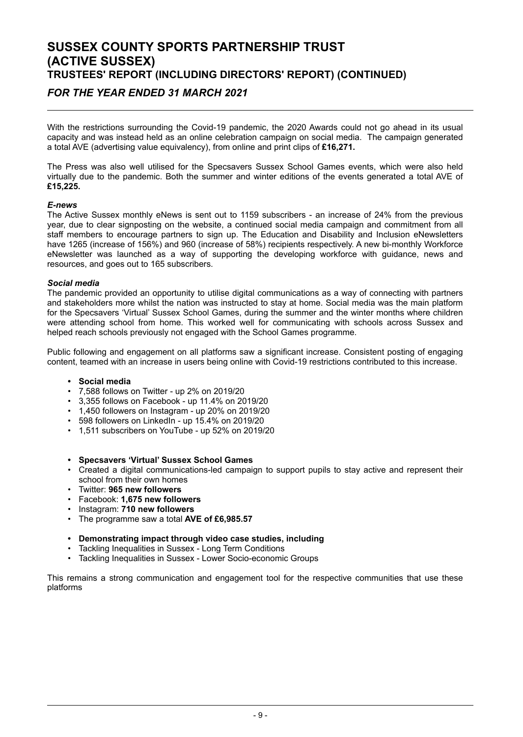With the restrictions surrounding the Covid-19 pandemic, the 2020 Awards could not go ahead in its usual capacity and was instead held as an online celebration campaign on social media. The campaign generated a total AVE (advertising value equivalency), from online and print clips of **£16,271.**

The Press was also well utilised for the Specsavers Sussex School Games events, which were also held virtually due to the pandemic. Both the summer and winter editions of the events generated a total AVE of **£15,225.**

***E-news***

The Active Sussex monthly eNews is sent out to 1159 subscribers - an increase of 24% from the previous year, due to clear signposting on the website, a continued social media campaign and commitment from all staff members to encourage partners to sign up. The Education and Disability and Inclusion eNewsletters have 1265 (increase of 156%) and 960 (increase of 58%) recipients respectively. A new bi-monthly Workforce eNewsletter was launched as a way of supporting the developing workforce with guidance, news and resources, and goes out to 165 subscribers.

***Social media***

The pandemic provided an opportunity to utilise digital communications as a way of connecting with partners and stakeholders more whilst the nation was instructed to stay at home. Social media was the main platform for the Specsavers 'Virtual' Sussex School Games, during the summer and the winter months where children were attending school from home. This worked well for communicating with schools across Sussex and helped reach schools previously not engaged with the School Games programme.

Public following and engagement on all platforms saw a significant increase. Consistent posting of engaging content, teamed with an increase in users being online with Covid-19 restrictions contributed to this increase.

- **Social media**
- 7,588 follows on Twitter - up 2% on 2019/20
- 3,355 follows on Facebook - up 11.4% on 2019/20
- 1,450 followers on Instagram - up 20% on 2019/20
- 598 followers on LinkedIn - up 15.4% on 2019/20
- 1,511 subscribers on YouTube - up 52% on 2019/20

- **Specsavers 'Virtual' Sussex School Games**
- Created a digital communications-led campaign to support pupils to stay active and represent their school from their own homes
- Twitter: **965 new followers**
- Facebook: **1,675 new followers**
- Instagram: **710 new followers**
- The programme saw a total **AVE of £6,985.57**

- **Demonstrating impact through video case studies, including**
- Tackling Inequalities in Sussex - Long Term Conditions
- Tackling Inequalities in Sussex - Lower Socio-economic Groups

This remains a strong communication and engagement tool for the respective communities that use these platforms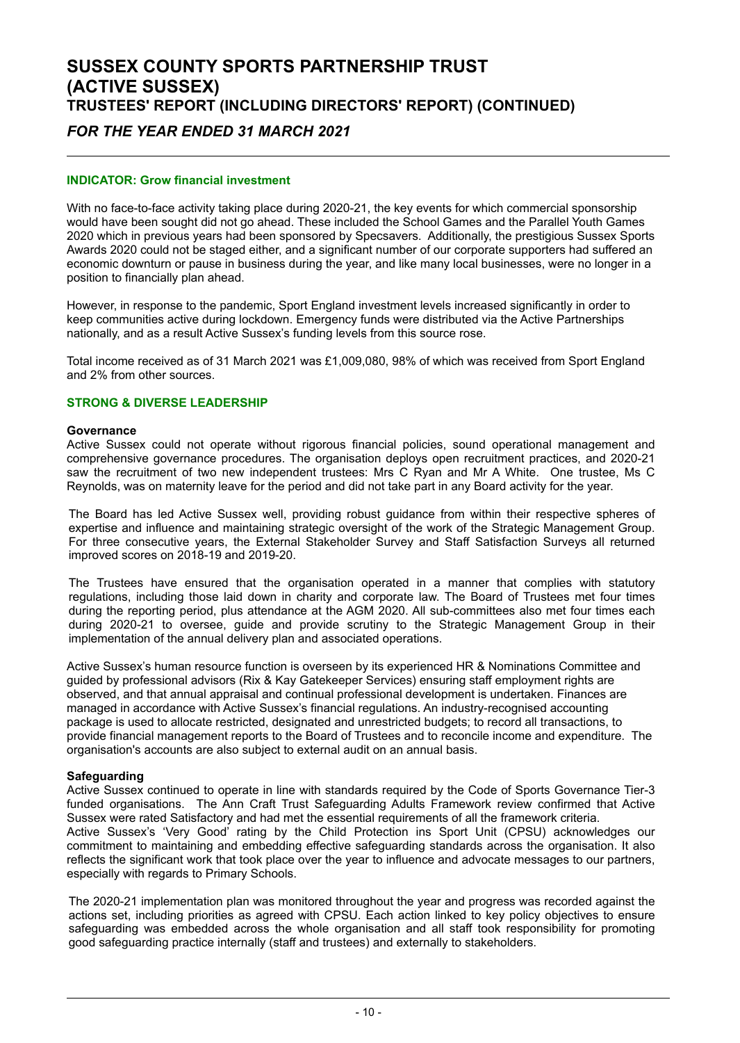#### INDICATOR: Grow financial investment

With no face-to-face activity taking place during 2020-21, the key events for which commercial sponsorship would have been sought did not go ahead. These included the School Games and the Parallel Youth Games 2020 which in previous years had been sponsored by Specsavers. Additionally, the prestigious Sussex Sports Awards 2020 could not be staged either, and a significant number of our corporate supporters had suffered an economic downturn or pause in business during the year, and like many local businesses, were no longer in a position to financially plan ahead.

However, in response to the pandemic, Sport England investment levels increased significantly in order to keep communities active during lockdown. Emergency funds were distributed via the Active Partnerships nationally, and as a result Active Sussex's funding levels from this source rose.

Total income received as of 31 March 2021 was £1,009,080, 98% of which was received from Sport England and 2% from other sources.

#### STRONG & DIVERSE LEADERSHIP

**Governance**

Active Sussex could not operate without rigorous financial policies, sound operational management and comprehensive governance procedures. The organisation deploys open recruitment practices, and 2020-21 saw the recruitment of two new independent trustees: Mrs C Ryan and Mr A White. One trustee, Ms C Reynolds, was on maternity leave for the period and did not take part in any Board activity for the year.

The Board has led Active Sussex well, providing robust guidance from within their respective spheres of expertise and influence and maintaining strategic oversight of the work of the Strategic Management Group. For three consecutive years, the External Stakeholder Survey and Staff Satisfaction Surveys all returned improved scores on 2018-19 and 2019-20.

The Trustees have ensured that the organisation operated in a manner that complies with statutory regulations, including those laid down in charity and corporate law. The Board of Trustees met four times during the reporting period, plus attendance at the AGM 2020. All sub-committees also met four times each during 2020-21 to oversee, guide and provide scrutiny to the Strategic Management Group in their implementation of the annual delivery plan and associated operations.

Active Sussex's human resource function is overseen by its experienced HR & Nominations Committee and guided by professional advisors (Rix & Kay Gatekeeper Services) ensuring staff employment rights are observed, and that annual appraisal and continual professional development is undertaken. Finances are managed in accordance with Active Sussex's financial regulations. An industry-recognised accounting package is used to allocate restricted, designated and unrestricted budgets; to record all transactions, to provide financial management reports to the Board of Trustees and to reconcile income and expenditure. The organisation's accounts are also subject to external audit on an annual basis.

**Safeguarding**

Active Sussex continued to operate in line with standards required by the Code of Sports Governance Tier-3 funded organisations. The Ann Craft Trust Safeguarding Adults Framework review confirmed that Active Sussex were rated Satisfactory and had met the essential requirements of all the framework criteria.
Active Sussex's 'Very Good' rating by the Child Protection ins Sport Unit (CPSU) acknowledges our commitment to maintaining and embedding effective safeguarding standards across the organisation. It also reflects the significant work that took place over the year to influence and advocate messages to our partners, especially with regards to Primary Schools.

The 2020-21 implementation plan was monitored throughout the year and progress was recorded against the actions set, including priorities as agreed with CPSU. Each action linked to key policy objectives to ensure safeguarding was embedded across the whole organisation and all staff took responsibility for promoting good safeguarding practice internally (staff and trustees) and externally to stakeholders.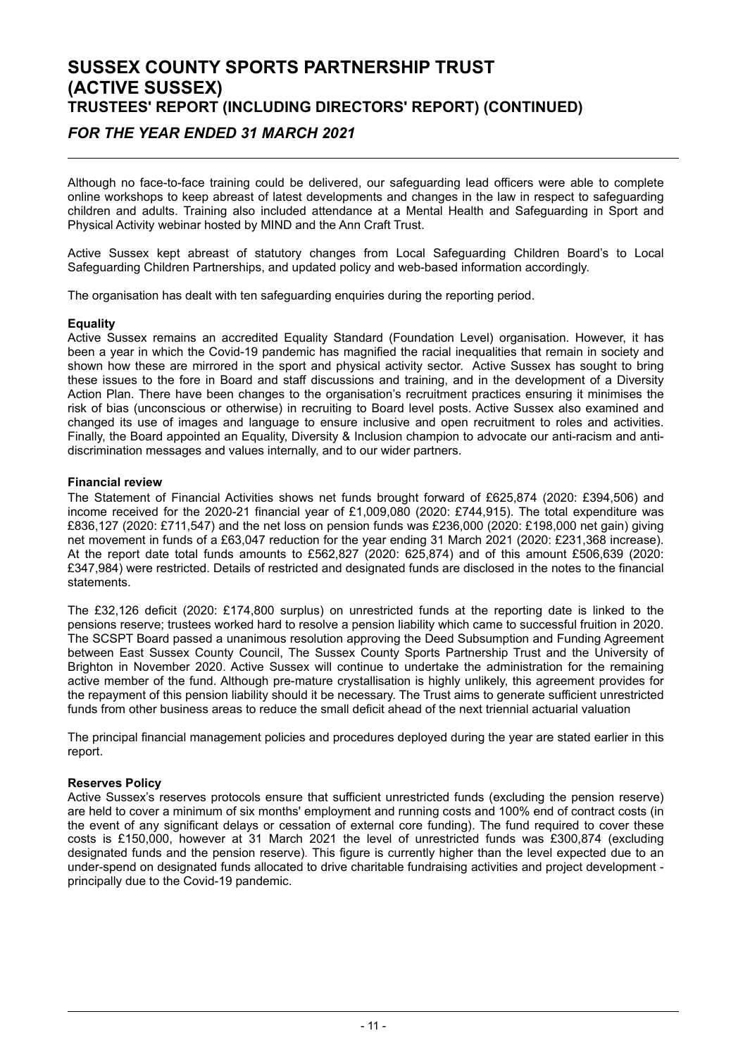Although no face-to-face training could be delivered, our safeguarding lead officers were able to complete online workshops to keep abreast of latest developments and changes in the law in respect to safeguarding children and adults. Training also included attendance at a Mental Health and Safeguarding in Sport and Physical Activity webinar hosted by MIND and the Ann Craft Trust.

Active Sussex kept abreast of statutory changes from Local Safeguarding Children Board's to Local Safeguarding Children Partnerships, and updated policy and web-based information accordingly.

The organisation has dealt with ten safeguarding enquiries during the reporting period.

**Equality**

Active Sussex remains an accredited Equality Standard (Foundation Level) organisation. However, it has been a year in which the Covid-19 pandemic has magnified the racial inequalities that remain in society and shown how these are mirrored in the sport and physical activity sector. Active Sussex has sought to bring these issues to the fore in Board and staff discussions and training, and in the development of a Diversity Action Plan. There have been changes to the organisation's recruitment practices ensuring it minimises the risk of bias (unconscious or otherwise) in recruiting to Board level posts. Active Sussex also examined and changed its use of images and language to ensure inclusive and open recruitment to roles and activities. Finally, the Board appointed an Equality, Diversity & Inclusion champion to advocate our anti-racism and anti-discrimination messages and values internally, and to our wider partners.

**Financial review**

The Statement of Financial Activities shows net funds brought forward of £625,874 (2020: £394,506) and income received for the 2020-21 financial year of £1,009,080 (2020: £744,915). The total expenditure was £836,127 (2020: £711,547) and the net loss on pension funds was £236,000 (2020: £198,000 net gain) giving net movement in funds of a £63,047 reduction for the year ending 31 March 2021 (2020: £231,368 increase). At the report date total funds amounts to £562,827 (2020: 625,874) and of this amount £506,639 (2020: £347,984) were restricted. Details of restricted and designated funds are disclosed in the notes to the financial statements.

The £32,126 deficit (2020: £174,800 surplus) on unrestricted funds at the reporting date is linked to the pensions reserve; trustees worked hard to resolve a pension liability which came to successful fruition in 2020. The SCSPT Board passed a unanimous resolution approving the Deed Subsumption and Funding Agreement between East Sussex County Council, The Sussex County Sports Partnership Trust and the University of Brighton in November 2020. Active Sussex will continue to undertake the administration for the remaining active member of the fund. Although pre-mature crystallisation is highly unlikely, this agreement provides for the repayment of this pension liability should it be necessary. The Trust aims to generate sufficient unrestricted funds from other business areas to reduce the small deficit ahead of the next triennial actuarial valuation

The principal financial management policies and procedures deployed during the year are stated earlier in this report.

**Reserves Policy**

Active Sussex's reserves protocols ensure that sufficient unrestricted funds (excluding the pension reserve) are held to cover a minimum of six months' employment and running costs and 100% end of contract costs (in the event of any significant delays or cessation of external core funding). The fund required to cover these costs is £150,000, however at 31 March 2021 the level of unrestricted funds was £300,874 (excluding designated funds and the pension reserve). This figure is currently higher than the level expected due to an under-spend on designated funds allocated to drive charitable fundraising activities and project development - principally due to the Covid-19 pandemic.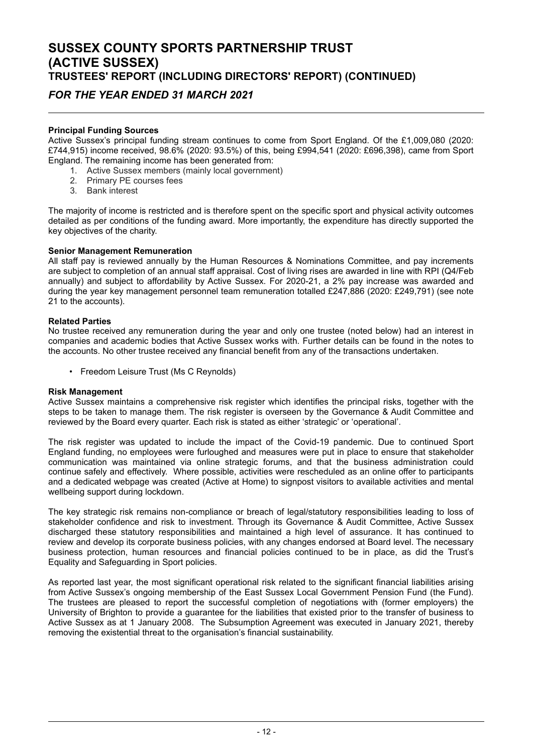**Principal Funding Sources**

Active Sussex's principal funding stream continues to come from Sport England. Of the £1,009,080 (2020: £744,915) income received, 98.6% (2020: 93.5%) of this, being £994,541 (2020: £696,398), came from Sport England. The remaining income has been generated from:

1. Active Sussex members (mainly local government)
2. Primary PE courses fees
3. Bank interest

The majority of income is restricted and is therefore spent on the specific sport and physical activity outcomes detailed as per conditions of the funding award. More importantly, the expenditure has directly supported the key objectives of the charity.

**Senior Management Remuneration**

All staff pay is reviewed annually by the Human Resources & Nominations Committee, and pay increments are subject to completion of an annual staff appraisal. Cost of living rises are awarded in line with RPI (Q4/Feb annually) and subject to affordability by Active Sussex. For 2020-21, a 2% pay increase was awarded and during the year key management personnel team remuneration totalled £247,886 (2020: £249,791) (see note 21 to the accounts).

**Related Parties**

No trustee received any remuneration during the year and only one trustee (noted below) had an interest in companies and academic bodies that Active Sussex works with. Further details can be found in the notes to the accounts. No other trustee received any financial benefit from any of the transactions undertaken.

- Freedom Leisure Trust (Ms C Reynolds)

**Risk Management**

Active Sussex maintains a comprehensive risk register which identifies the principal risks, together with the steps to be taken to manage them. The risk register is overseen by the Governance & Audit Committee and reviewed by the Board every quarter. Each risk is stated as either 'strategic' or 'operational'.

The risk register was updated to include the impact of the Covid-19 pandemic. Due to continued Sport England funding, no employees were furloughed and measures were put in place to ensure that stakeholder communication was maintained via online strategic forums, and that the business administration could continue safely and effectively. Where possible, activities were rescheduled as an online offer to participants and a dedicated webpage was created (Active at Home) to signpost visitors to available activities and mental wellbeing support during lockdown.

The key strategic risk remains non-compliance or breach of legal/statutory responsibilities leading to loss of stakeholder confidence and risk to investment. Through its Governance & Audit Committee, Active Sussex discharged these statutory responsibilities and maintained a high level of assurance. It has continued to review and develop its corporate business policies, with any changes endorsed at Board level. The necessary business protection, human resources and financial policies continued to be in place, as did the Trust's Equality and Safeguarding in Sport policies.

As reported last year, the most significant operational risk related to the significant financial liabilities arising from Active Sussex's ongoing membership of the East Sussex Local Government Pension Fund (the Fund). The trustees are pleased to report the successful completion of negotiations with (former employers) the University of Brighton to provide a guarantee for the liabilities that existed prior to the transfer of business to Active Sussex as at 1 January 2008. The Subsumption Agreement was executed in January 2021, thereby removing the existential threat to the organisation's financial sustainability.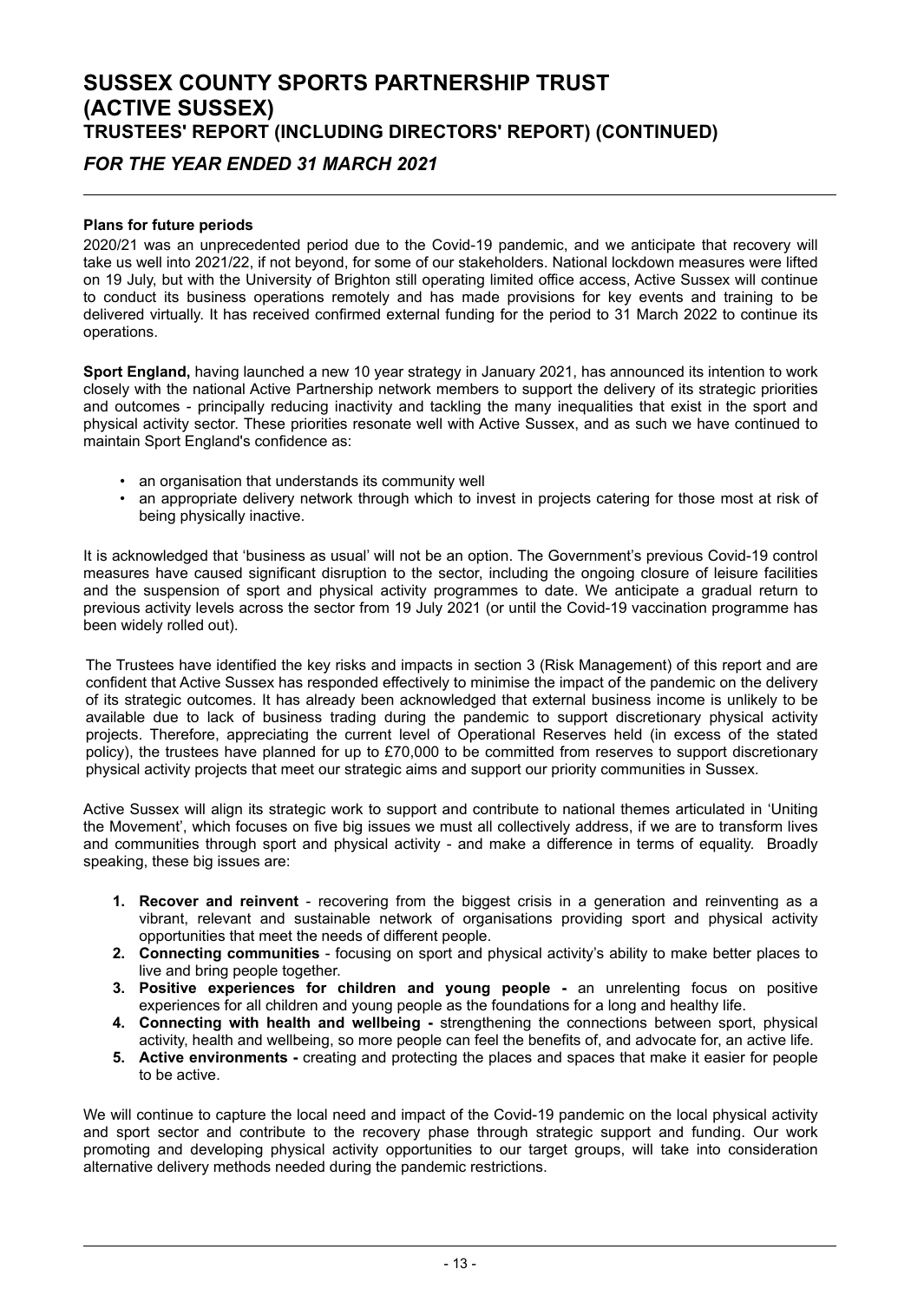# SUSSEX COUNTY SPORTS PARTNERSHIP TRUST (ACTIVE SUSSEX)

## TRUSTEES' REPORT (INCLUDING DIRECTORS' REPORT) (CONTINUED)

### *FOR THE YEAR ENDED 31 MARCH 2021*

**Plans for future periods**

2020/21 was an unprecedented period due to the Covid-19 pandemic, and we anticipate that recovery will take us well into 2021/22, if not beyond, for some of our stakeholders. National lockdown measures were lifted on 19 July, but with the University of Brighton still operating limited office access, Active Sussex will continue to conduct its business operations remotely and has made provisions for key events and training to be delivered virtually. It has received confirmed external funding for the period to 31 March 2022 to continue its operations.

**Sport England,** having launched a new 10 year strategy in January 2021, has announced its intention to work closely with the national Active Partnership network members to support the delivery of its strategic priorities and outcomes - principally reducing inactivity and tackling the many inequalities that exist in the sport and physical activity sector. These priorities resonate well with Active Sussex, and as such we have continued to maintain Sport England's confidence as:

- an organisation that understands its community well
- an appropriate delivery network through which to invest in projects catering for those most at risk of being physically inactive.

It is acknowledged that 'business as usual' will not be an option. The Government's previous Covid-19 control measures have caused significant disruption to the sector, including the ongoing closure of leisure facilities and the suspension of sport and physical activity programmes to date. We anticipate a gradual return to previous activity levels across the sector from 19 July 2021 (or until the Covid-19 vaccination programme has been widely rolled out).

The Trustees have identified the key risks and impacts in section 3 (Risk Management) of this report and are confident that Active Sussex has responded effectively to minimise the impact of the pandemic on the delivery of its strategic outcomes. It has already been acknowledged that external business income is unlikely to be available due to lack of business trading during the pandemic to support discretionary physical activity projects. Therefore, appreciating the current level of Operational Reserves held (in excess of the stated policy), the trustees have planned for up to £70,000 to be committed from reserves to support discretionary physical activity projects that meet our strategic aims and support our priority communities in Sussex.

Active Sussex will align its strategic work to support and contribute to national themes articulated in 'Uniting the Movement', which focuses on five big issues we must all collectively address, if we are to transform lives and communities through sport and physical activity - and make a difference in terms of equality. Broadly speaking, these big issues are:

1. **Recover and reinvent** - recovering from the biggest crisis in a generation and reinventing as a vibrant, relevant and sustainable network of organisations providing sport and physical activity opportunities that meet the needs of different people.
2. **Connecting communities** - focusing on sport and physical activity's ability to make better places to live and bring people together.
3. **Positive experiences for children and young people -** an unrelenting focus on positive experiences for all children and young people as the foundations for a long and healthy life.
4. **Connecting with health and wellbeing -** strengthening the connections between sport, physical activity, health and wellbeing, so more people can feel the benefits of, and advocate for, an active life.
5. **Active environments -** creating and protecting the places and spaces that make it easier for people to be active.

We will continue to capture the local need and impact of the Covid-19 pandemic on the local physical activity and sport sector and contribute to the recovery phase through strategic support and funding. Our work promoting and developing physical activity opportunities to our target groups, will take into consideration alternative delivery methods needed during the pandemic restrictions.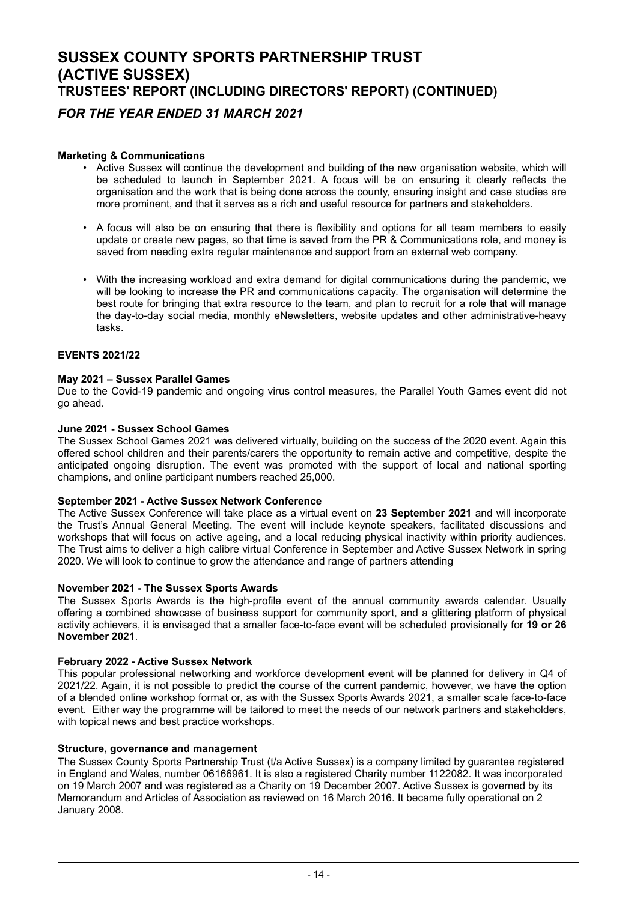**Marketing & Communications**

- Active Sussex will continue the development and building of the new organisation website, which will be scheduled to launch in September 2021. A focus will be on ensuring it clearly reflects the organisation and the work that is being done across the county, ensuring insight and case studies are more prominent, and that it serves as a rich and useful resource for partners and stakeholders.
- A focus will also be on ensuring that there is flexibility and options for all team members to easily update or create new pages, so that time is saved from the PR & Communications role, and money is saved from needing extra regular maintenance and support from an external web company.
- With the increasing workload and extra demand for digital communications during the pandemic, we will be looking to increase the PR and communications capacity. The organisation will determine the best route for bringing that extra resource to the team, and plan to recruit for a role that will manage the day-to-day social media, monthly eNewsletters, website updates and other administrative-heavy tasks.

**EVENTS 2021/22**

**May 2021 – Sussex Parallel Games**

Due to the Covid-19 pandemic and ongoing virus control measures, the Parallel Youth Games event did not go ahead.

**June 2021 - Sussex School Games**

The Sussex School Games 2021 was delivered virtually, building on the success of the 2020 event. Again this offered school children and their parents/carers the opportunity to remain active and competitive, despite the anticipated ongoing disruption. The event was promoted with the support of local and national sporting champions, and online participant numbers reached 25,000.

**September 2021 - Active Sussex Network Conference**

The Active Sussex Conference will take place as a virtual event on **23 September 2021** and will incorporate the Trust's Annual General Meeting. The event will include keynote speakers, facilitated discussions and workshops that will focus on active ageing, and a local reducing physical inactivity within priority audiences. The Trust aims to deliver a high calibre virtual Conference in September and Active Sussex Network in spring 2020. We will look to continue to grow the attendance and range of partners attending

**November 2021 - The Sussex Sports Awards**

The Sussex Sports Awards is the high-profile event of the annual community awards calendar. Usually offering a combined showcase of business support for community sport, and a glittering platform of physical activity achievers, it is envisaged that a smaller face-to-face event will be scheduled provisionally for **19 or 26 November 2021**.

**February 2022 - Active Sussex Network**

This popular professional networking and workforce development event will be planned for delivery in Q4 of 2021/22. Again, it is not possible to predict the course of the current pandemic, however, we have the option of a blended online workshop format or, as with the Sussex Sports Awards 2021, a smaller scale face-to-face event. Either way the programme will be tailored to meet the needs of our network partners and stakeholders, with topical news and best practice workshops.

**Structure, governance and management**

The Sussex County Sports Partnership Trust (t/a Active Sussex) is a company limited by guarantee registered in England and Wales, number 06166961. It is also a registered Charity number 1122082. It was incorporated on 19 March 2007 and was registered as a Charity on 19 December 2007. Active Sussex is governed by its Memorandum and Articles of Association as reviewed on 16 March 2016. It became fully operational on 2 January 2008.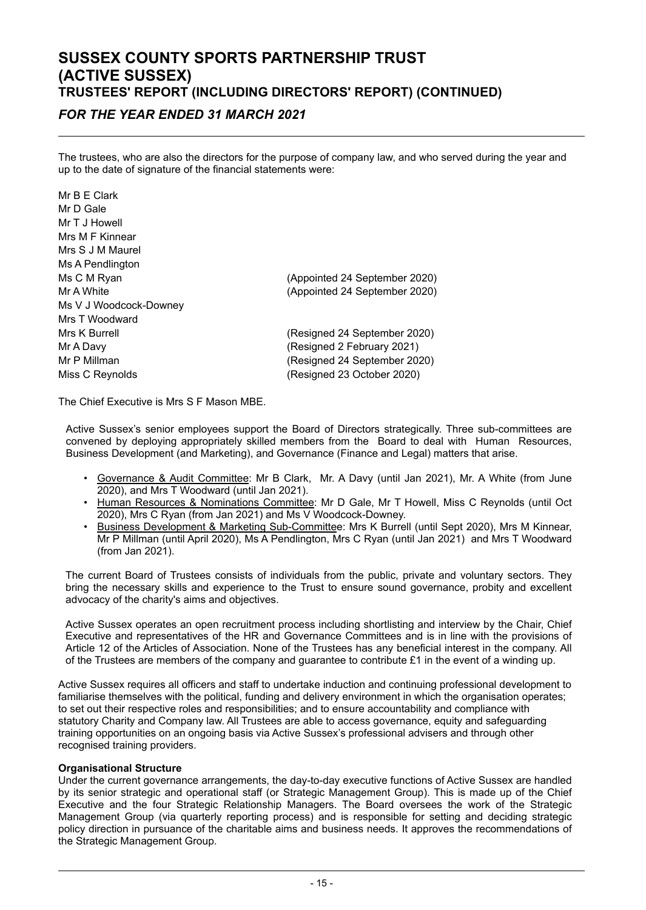The trustees, who are also the directors for the purpose of company law, and who served during the year and up to the date of signature of the financial statements were:

| | |
|---|---|
| Mr B E Clark | |
| Mr D Gale | |
| Mr T J Howell | |
| Mrs M F Kinnear | |
| Mrs S J M Maurel | |
| Ms A Pendlington | |
| Ms C M Ryan | (Appointed 24 September 2020) |
| Mr A White | (Appointed 24 September 2020) |
| Ms V J Woodcock-Downey | |
| Mrs T Woodward | |
| Mrs K Burrell | (Resigned 24 September 2020) |
| Mr A Davy | (Resigned 2 February 2021) |
| Mr P Millman | (Resigned 24 September 2020) |
| Miss C Reynolds | (Resigned 23 October 2020) |

The Chief Executive is Mrs S F Mason MBE.

Active Sussex's senior employees support the Board of Directors strategically. Three sub-committees are convened by deploying appropriately skilled members from the Board to deal with Human Resources, Business Development (and Marketing), and Governance (Finance and Legal) matters that arise.

- Governance & Audit Committee: Mr B Clark, Mr. A Davy (until Jan 2021), Mr. A White (from June 2020), and Mrs T Woodward (until Jan 2021).
- Human Resources & Nominations Committee: Mr D Gale, Mr T Howell, Miss C Reynolds (until Oct 2020), Mrs C Ryan (from Jan 2021) and Ms V Woodcock-Downey.
- Business Development & Marketing Sub-Committee: Mrs K Burrell (until Sept 2020), Mrs M Kinnear, Mr P Millman (until April 2020), Ms A Pendlington, Mrs C Ryan (until Jan 2021) and Mrs T Woodward (from Jan 2021).

The current Board of Trustees consists of individuals from the public, private and voluntary sectors. They bring the necessary skills and experience to the Trust to ensure sound governance, probity and excellent advocacy of the charity's aims and objectives.

Active Sussex operates an open recruitment process including shortlisting and interview by the Chair, Chief Executive and representatives of the HR and Governance Committees and is in line with the provisions of Article 12 of the Articles of Association. None of the Trustees has any beneficial interest in the company. All of the Trustees are members of the company and guarantee to contribute £1 in the event of a winding up.

Active Sussex requires all officers and staff to undertake induction and continuing professional development to familiarise themselves with the political, funding and delivery environment in which the organisation operates; to set out their respective roles and responsibilities; and to ensure accountability and compliance with statutory Charity and Company law. All Trustees are able to access governance, equity and safeguarding training opportunities on an ongoing basis via Active Sussex's professional advisers and through other recognised training providers.

**Organisational Structure**

Under the current governance arrangements, the day-to-day executive functions of Active Sussex are handled by its senior strategic and operational staff (or Strategic Management Group). This is made up of the Chief Executive and the four Strategic Relationship Managers. The Board oversees the work of the Strategic Management Group (via quarterly reporting process) and is responsible for setting and deciding strategic policy direction in pursuance of the charitable aims and business needs. It approves the recommendations of the Strategic Management Group.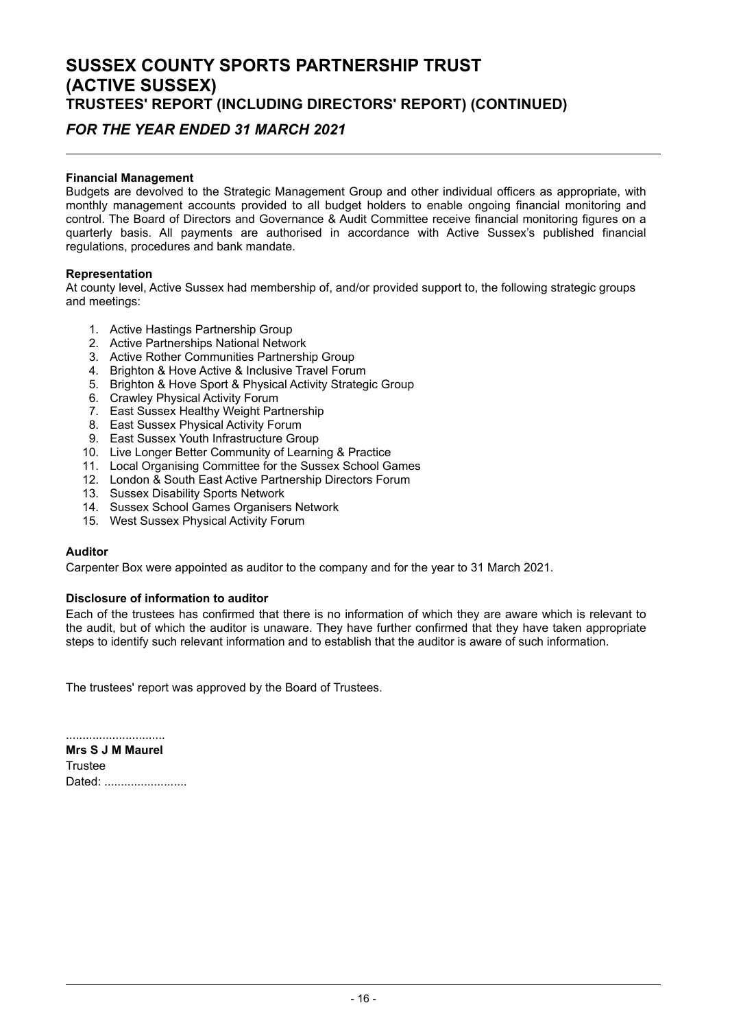**Financial Management**

Budgets are devolved to the Strategic Management Group and other individual officers as appropriate, with monthly management accounts provided to all budget holders to enable ongoing financial monitoring and control. The Board of Directors and Governance & Audit Committee receive financial monitoring figures on a quarterly basis. All payments are authorised in accordance with Active Sussex's published financial regulations, procedures and bank mandate.

**Representation**

At county level, Active Sussex had membership of, and/or provided support to, the following strategic groups and meetings:

1. Active Hastings Partnership Group
2. Active Partnerships National Network
3. Active Rother Communities Partnership Group
4. Brighton & Hove Active & Inclusive Travel Forum
5. Brighton & Hove Sport & Physical Activity Strategic Group
6. Crawley Physical Activity Forum
7. East Sussex Healthy Weight Partnership
8. East Sussex Physical Activity Forum
9. East Sussex Youth Infrastructure Group
10. Live Longer Better Community of Learning & Practice
11. Local Organising Committee for the Sussex School Games
12. London & South East Active Partnership Directors Forum
13. Sussex Disability Sports Network
14. Sussex School Games Organisers Network
15. West Sussex Physical Activity Forum

**Auditor**

Carpenter Box were appointed as auditor to the company and for the year to 31 March 2021.

**Disclosure of information to auditor**

Each of the trustees has confirmed that there is no information of which they are aware which is relevant to the audit, but of which the auditor is unaware. They have further confirmed that they have taken appropriate steps to identify such relevant information and to establish that the auditor is aware of such information.

The trustees' report was approved by the Board of Trustees.

..............................

**Mrs S J M Maurel**

Trustee

Dated: .........................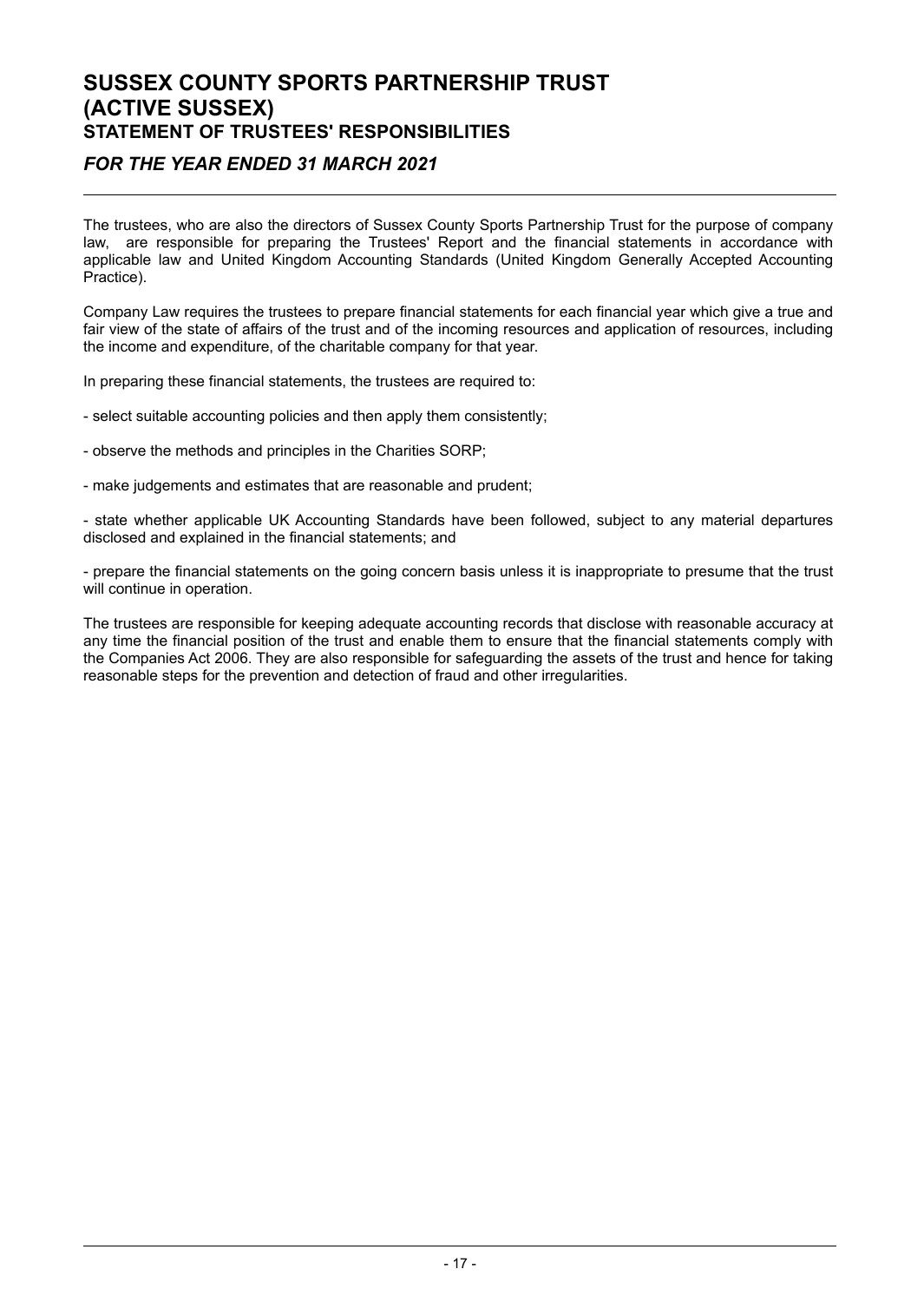# SUSSEX COUNTY SPORTS PARTNERSHIP TRUST (ACTIVE SUSSEX)

## STATEMENT OF TRUSTEES' RESPONSIBILITIES

### *FOR THE YEAR ENDED 31 MARCH 2021*

The trustees, who are also the directors of Sussex County Sports Partnership Trust for the purpose of company law, are responsible for preparing the Trustees' Report and the financial statements in accordance with applicable law and United Kingdom Accounting Standards (United Kingdom Generally Accepted Accounting Practice).

Company Law requires the trustees to prepare financial statements for each financial year which give a true and fair view of the state of affairs of the trust and of the incoming resources and application of resources, including the income and expenditure, of the charitable company for that year.

In preparing these financial statements, the trustees are required to:

- select suitable accounting policies and then apply them consistently;

- observe the methods and principles in the Charities SORP;

- make judgements and estimates that are reasonable and prudent;

- state whether applicable UK Accounting Standards have been followed, subject to any material departures disclosed and explained in the financial statements; and

- prepare the financial statements on the going concern basis unless it is inappropriate to presume that the trust will continue in operation.

The trustees are responsible for keeping adequate accounting records that disclose with reasonable accuracy at any time the financial position of the trust and enable them to ensure that the financial statements comply with the Companies Act 2006. They are also responsible for safeguarding the assets of the trust and hence for taking reasonable steps for the prevention and detection of fraud and other irregularities.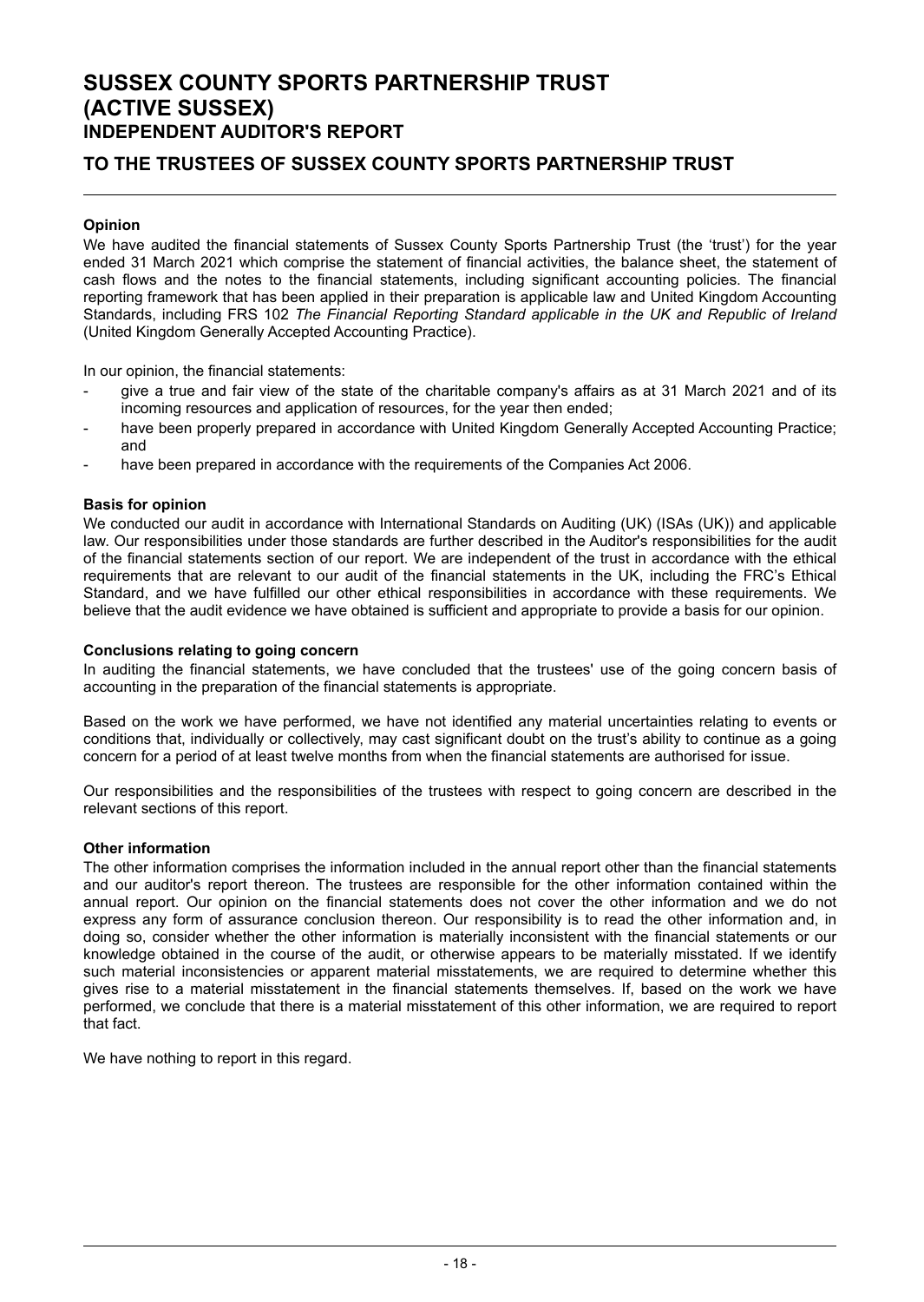# SUSSEX COUNTY SPORTS PARTNERSHIP TRUST (ACTIVE SUSSEX)

## INDEPENDENT AUDITOR'S REPORT

## TO THE TRUSTEES OF SUSSEX COUNTY SPORTS PARTNERSHIP TRUST

---

**Opinion**

We have audited the financial statements of Sussex County Sports Partnership Trust (the 'trust') for the year ended 31 March 2021 which comprise the statement of financial activities, the balance sheet, the statement of cash flows and the notes to the financial statements, including significant accounting policies. The financial reporting framework that has been applied in their preparation is applicable law and United Kingdom Accounting Standards, including FRS 102 *The Financial Reporting Standard applicable in the UK and Republic of Ireland* (United Kingdom Generally Accepted Accounting Practice).

In our opinion, the financial statements:

- give a true and fair view of the state of the charitable company's affairs as at 31 March 2021 and of its incoming resources and application of resources, for the year then ended;
- have been properly prepared in accordance with United Kingdom Generally Accepted Accounting Practice; and
- have been prepared in accordance with the requirements of the Companies Act 2006.

**Basis for opinion**

We conducted our audit in accordance with International Standards on Auditing (UK) (ISAs (UK)) and applicable law. Our responsibilities under those standards are further described in the Auditor's responsibilities for the audit of the financial statements section of our report. We are independent of the trust in accordance with the ethical requirements that are relevant to our audit of the financial statements in the UK, including the FRC's Ethical Standard, and we have fulfilled our other ethical responsibilities in accordance with these requirements. We believe that the audit evidence we have obtained is sufficient and appropriate to provide a basis for our opinion.

**Conclusions relating to going concern**

In auditing the financial statements, we have concluded that the trustees' use of the going concern basis of accounting in the preparation of the financial statements is appropriate.

Based on the work we have performed, we have not identified any material uncertainties relating to events or conditions that, individually or collectively, may cast significant doubt on the trust's ability to continue as a going concern for a period of at least twelve months from when the financial statements are authorised for issue.

Our responsibilities and the responsibilities of the trustees with respect to going concern are described in the relevant sections of this report.

**Other information**

The other information comprises the information included in the annual report other than the financial statements and our auditor's report thereon. The trustees are responsible for the other information contained within the annual report. Our opinion on the financial statements does not cover the other information and we do not express any form of assurance conclusion thereon. Our responsibility is to read the other information and, in doing so, consider whether the other information is materially inconsistent with the financial statements or our knowledge obtained in the course of the audit, or otherwise appears to be materially misstated. If we identify such material inconsistencies or apparent material misstatements, we are required to determine whether this gives rise to a material misstatement in the financial statements themselves. If, based on the work we have performed, we conclude that there is a material misstatement of this other information, we are required to report that fact.

We have nothing to report in this regard.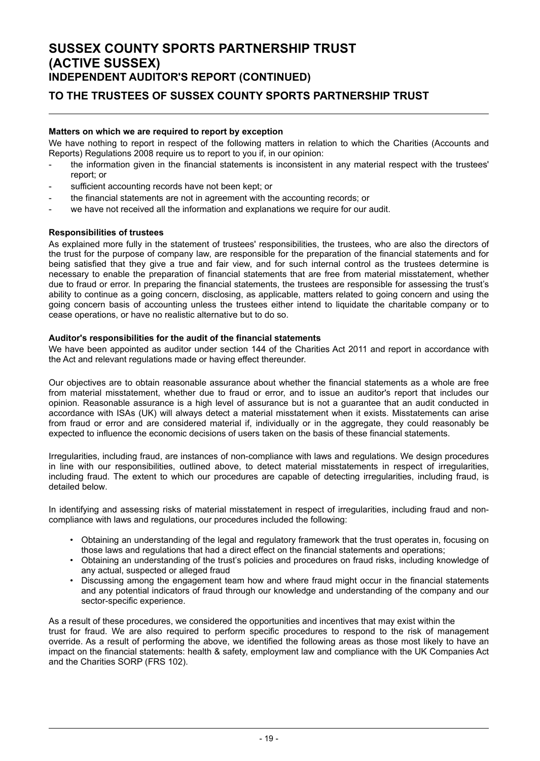# SUSSEX COUNTY SPORTS PARTNERSHIP TRUST (ACTIVE SUSSEX)

## INDEPENDENT AUDITOR'S REPORT (CONTINUED)

## TO THE TRUSTEES OF SUSSEX COUNTY SPORTS PARTNERSHIP TRUST

**Matters on which we are required to report by exception**

We have nothing to report in respect of the following matters in relation to which the Charities (Accounts and Reports) Regulations 2008 require us to report to you if, in our opinion:

- the information given in the financial statements is inconsistent in any material respect with the trustees' report; or
- sufficient accounting records have not been kept; or
- the financial statements are not in agreement with the accounting records; or
- we have not received all the information and explanations we require for our audit.

**Responsibilities of trustees**

As explained more fully in the statement of trustees' responsibilities, the trustees, who are also the directors of the trust for the purpose of company law, are responsible for the preparation of the financial statements and for being satisfied that they give a true and fair view, and for such internal control as the trustees determine is necessary to enable the preparation of financial statements that are free from material misstatement, whether due to fraud or error. In preparing the financial statements, the trustees are responsible for assessing the trust's ability to continue as a going concern, disclosing, as applicable, matters related to going concern and using the going concern basis of accounting unless the trustees either intend to liquidate the charitable company or to cease operations, or have no realistic alternative but to do so.

**Auditor's responsibilities for the audit of the financial statements**

We have been appointed as auditor under section 144 of the Charities Act 2011 and report in accordance with the Act and relevant regulations made or having effect thereunder.

Our objectives are to obtain reasonable assurance about whether the financial statements as a whole are free from material misstatement, whether due to fraud or error, and to issue an auditor's report that includes our opinion. Reasonable assurance is a high level of assurance but is not a guarantee that an audit conducted in accordance with ISAs (UK) will always detect a material misstatement when it exists. Misstatements can arise from fraud or error and are considered material if, individually or in the aggregate, they could reasonably be expected to influence the economic decisions of users taken on the basis of these financial statements.

Irregularities, including fraud, are instances of non-compliance with laws and regulations. We design procedures in line with our responsibilities, outlined above, to detect material misstatements in respect of irregularities, including fraud. The extent to which our procedures are capable of detecting irregularities, including fraud, is detailed below.

In identifying and assessing risks of material misstatement in respect of irregularities, including fraud and non-compliance with laws and regulations, our procedures included the following:

- Obtaining an understanding of the legal and regulatory framework that the trust operates in, focusing on those laws and regulations that had a direct effect on the financial statements and operations;
- Obtaining an understanding of the trust's policies and procedures on fraud risks, including knowledge of any actual, suspected or alleged fraud
- Discussing among the engagement team how and where fraud might occur in the financial statements and any potential indicators of fraud through our knowledge and understanding of the company and our sector-specific experience.

As a result of these procedures, we considered the opportunities and incentives that may exist within the trust for fraud. We are also required to perform specific procedures to respond to the risk of management override. As a result of performing the above, we identified the following areas as those most likely to have an impact on the financial statements: health & safety, employment law and compliance with the UK Companies Act and the Charities SORP (FRS 102).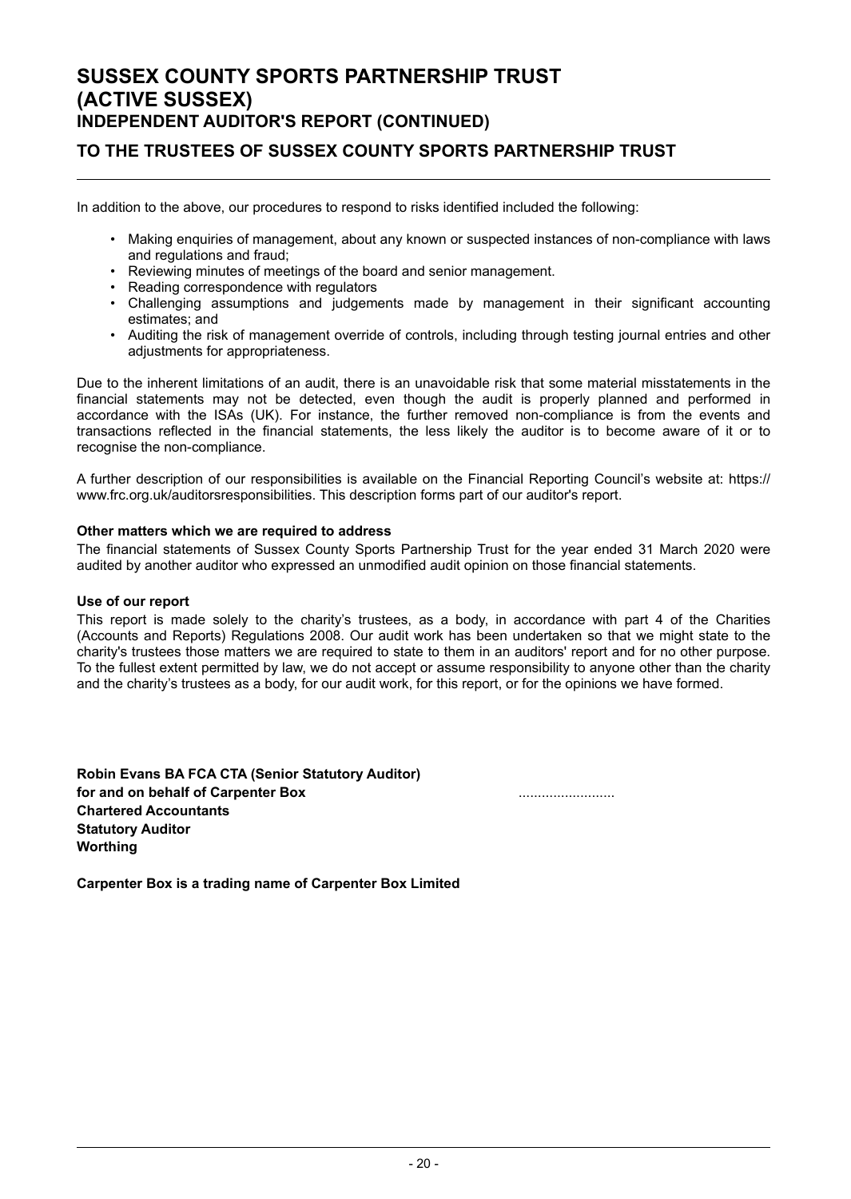# SUSSEX COUNTY SPORTS PARTNERSHIP TRUST (ACTIVE SUSSEX)

## INDEPENDENT AUDITOR'S REPORT (CONTINUED)

## TO THE TRUSTEES OF SUSSEX COUNTY SPORTS PARTNERSHIP TRUST

In addition to the above, our procedures to respond to risks identified included the following:

- Making enquiries of management, about any known or suspected instances of non-compliance with laws and regulations and fraud;
- Reviewing minutes of meetings of the board and senior management.
- Reading correspondence with regulators
- Challenging assumptions and judgements made by management in their significant accounting estimates; and
- Auditing the risk of management override of controls, including through testing journal entries and other adjustments for appropriateness.

Due to the inherent limitations of an audit, there is an unavoidable risk that some material misstatements in the financial statements may not be detected, even though the audit is properly planned and performed in accordance with the ISAs (UK). For instance, the further removed non-compliance is from the events and transactions reflected in the financial statements, the less likely the auditor is to become aware of it or to recognise the non-compliance.

A further description of our responsibilities is available on the Financial Reporting Council's website at: https://www.frc.org.uk/auditorsresponsibilities. This description forms part of our auditor's report.

**Other matters which we are required to address**

The financial statements of Sussex County Sports Partnership Trust for the year ended 31 March 2020 were audited by another auditor who expressed an unmodified audit opinion on those financial statements.

**Use of our report**

This report is made solely to the charity's trustees, as a body, in accordance with part 4 of the Charities (Accounts and Reports) Regulations 2008. Our audit work has been undertaken so that we might state to the charity's trustees those matters we are required to state to them in an auditors' report and for no other purpose. To the fullest extent permitted by law, we do not accept or assume responsibility to anyone other than the charity and the charity's trustees as a body, for our audit work, for this report, or for the opinions we have formed.

**Robin Evans BA FCA CTA (Senior Statutory Auditor)**
**for and on behalf of Carpenter Box** .........................
**Chartered Accountants**
**Statutory Auditor**
**Worthing**

**Carpenter Box is a trading name of Carpenter Box Limited**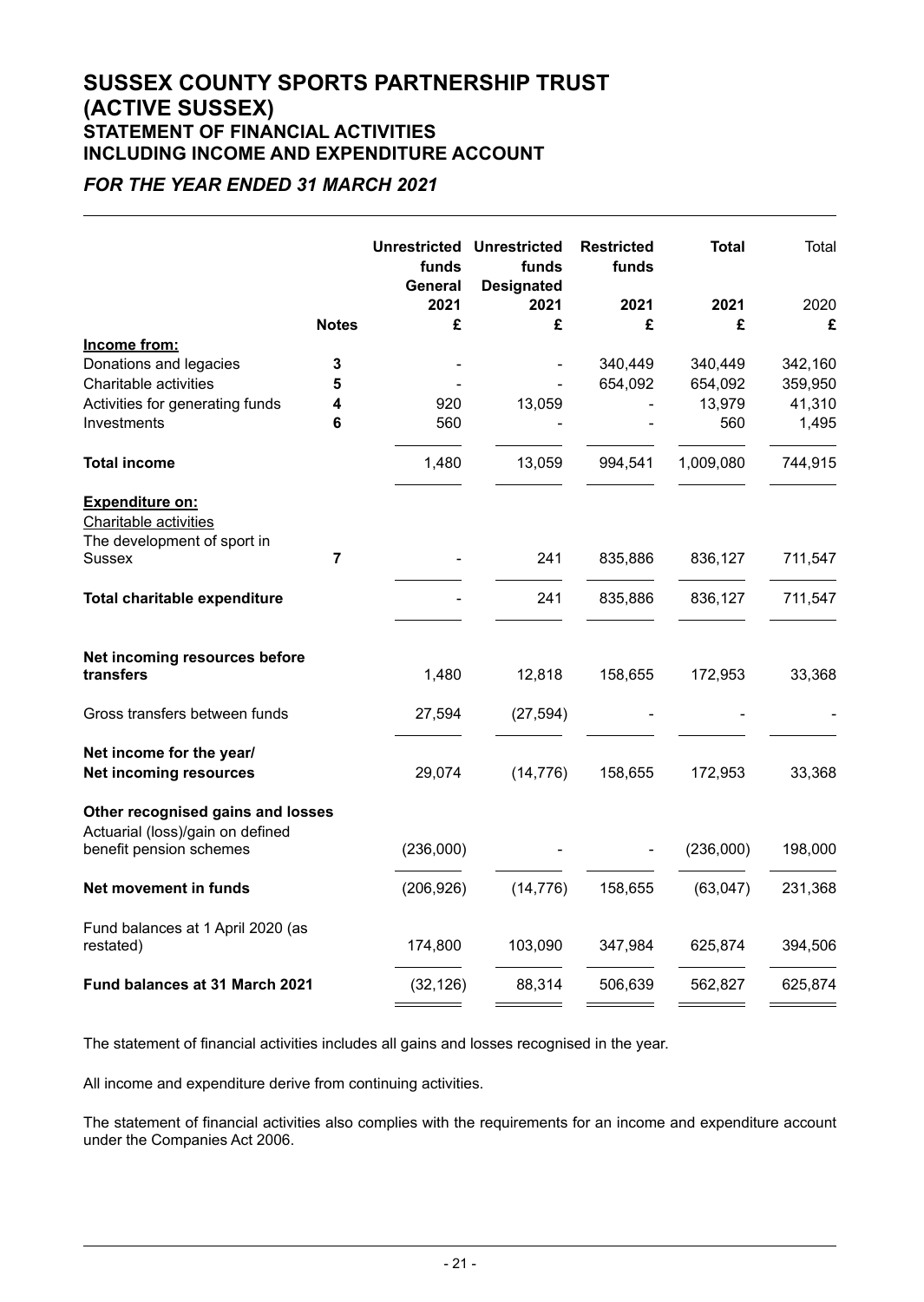# SUSSEX COUNTY SPORTS PARTNERSHIP TRUST (ACTIVE SUSSEX)

## STATEMENT OF FINANCIAL ACTIVITIES INCLUDING INCOME AND EXPENDITURE ACCOUNT

### *FOR THE YEAR ENDED 31 MARCH 2021*

| | Notes | Unrestricted funds General 2021 £ | Unrestricted funds Designated 2021 £ | Restricted funds 2021 £ | Total 2021 £ | Total 2020 £ |
|---|---|---|---|---|---|---|
| **Income from:** | | | | | | |
| Donations and legacies | 3 | - | - | 340,449 | 340,449 | 342,160 |
| Charitable activities | 5 | - | - | 654,092 | 654,092 | 359,950 |
| Activities for generating funds | 4 | 920 | 13,059 | - | 13,979 | 41,310 |
| Investments | 6 | 560 | - | - | 560 | 1,495 |
| **Total income** | | 1,480 | 13,059 | 994,541 | 1,009,080 | 744,915 |
| **Expenditure on:** | | | | | | |
| Charitable activities | | | | | | |
| The development of sport in Sussex | 7 | - | 241 | 835,886 | 836,127 | 711,547 |
| **Total charitable expenditure** | | - | 241 | 835,886 | 836,127 | 711,547 |
| **Net incoming resources before transfers** | | 1,480 | 12,818 | 158,655 | 172,953 | 33,368 |
| Gross transfers between funds | | 27,594 | (27,594) | - | - | - |
| **Net income for the year/ Net incoming resources** | | 29,074 | (14,776) | 158,655 | 172,953 | 33,368 |
| **Other recognised gains and losses** | | | | | | |
| Actuarial (loss)/gain on defined benefit pension schemes | | (236,000) | - | - | (236,000) | 198,000 |
| **Net movement in funds** | | (206,926) | (14,776) | 158,655 | (63,047) | 231,368 |
| Fund balances at 1 April 2020 (as restated) | | 174,800 | 103,090 | 347,984 | 625,874 | 394,506 |
| **Fund balances at 31 March 2021** | | (32,126) | 88,314 | 506,639 | 562,827 | 625,874 |

The statement of financial activities includes all gains and losses recognised in the year.

All income and expenditure derive from continuing activities.

The statement of financial activities also complies with the requirements for an income and expenditure account under the Companies Act 2006.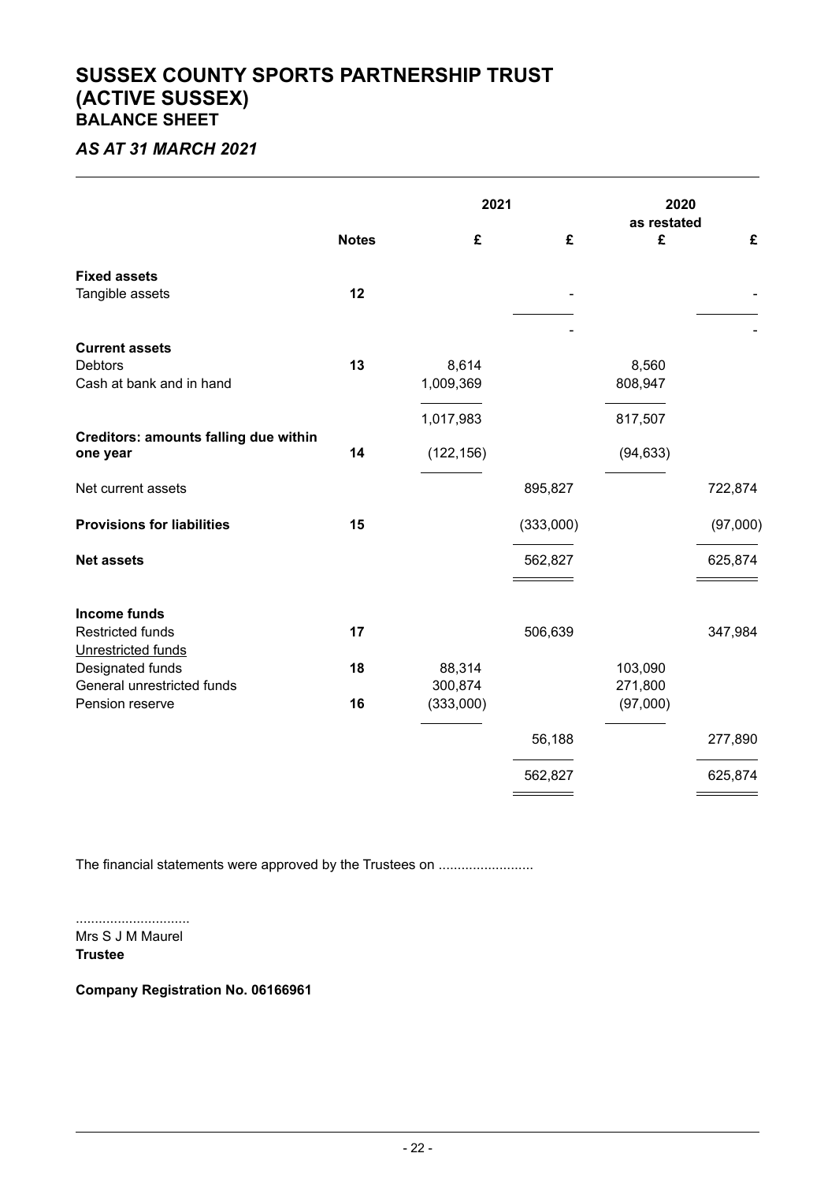# SUSSEX COUNTY SPORTS PARTNERSHIP TRUST (ACTIVE SUSSEX)

## BALANCE SHEET

### *AS AT 31 MARCH 2021*

| | | 2021 | | 2020 as restated | |
|---|---|---|---|---|---|
| | **Notes** | **£** | **£** | **£** | **£** |
| **Fixed assets** | | | | | |
| Tangible assets | 12 | | - | | - |
| | | | - | | - |
| **Current assets** | | | | | |
| Debtors | 13 | 8,614 | | 8,560 | |
| Cash at bank and in hand | | 1,009,369 | | 808,947 | |
| | | 1,017,983 | | 817,507 | |
| **Creditors: amounts falling due within one year** | 14 | (122,156) | | (94,633) | |
| Net current assets | | | 895,827 | | 722,874 |
| **Provisions for liabilities** | 15 | | (333,000) | | (97,000) |
| **Net assets** | | | 562,827 | | 625,874 |
| **Income funds** | | | | | |
| Restricted funds | 17 | | 506,639 | | 347,984 |
| Unrestricted funds | | | | | |
| Designated funds | 18 | 88,314 | | 103,090 | |
| General unrestricted funds | | 300,874 | | 271,800 | |
| Pension reserve | 16 | (333,000) | | (97,000) | |
| | | | 56,188 | | 277,890 |
| | | | 562,827 | | 625,874 |

The financial statements were approved by the Trustees on .........................

..............................
Mrs S J M Maurel
**Trustee**

**Company Registration No. 06166961**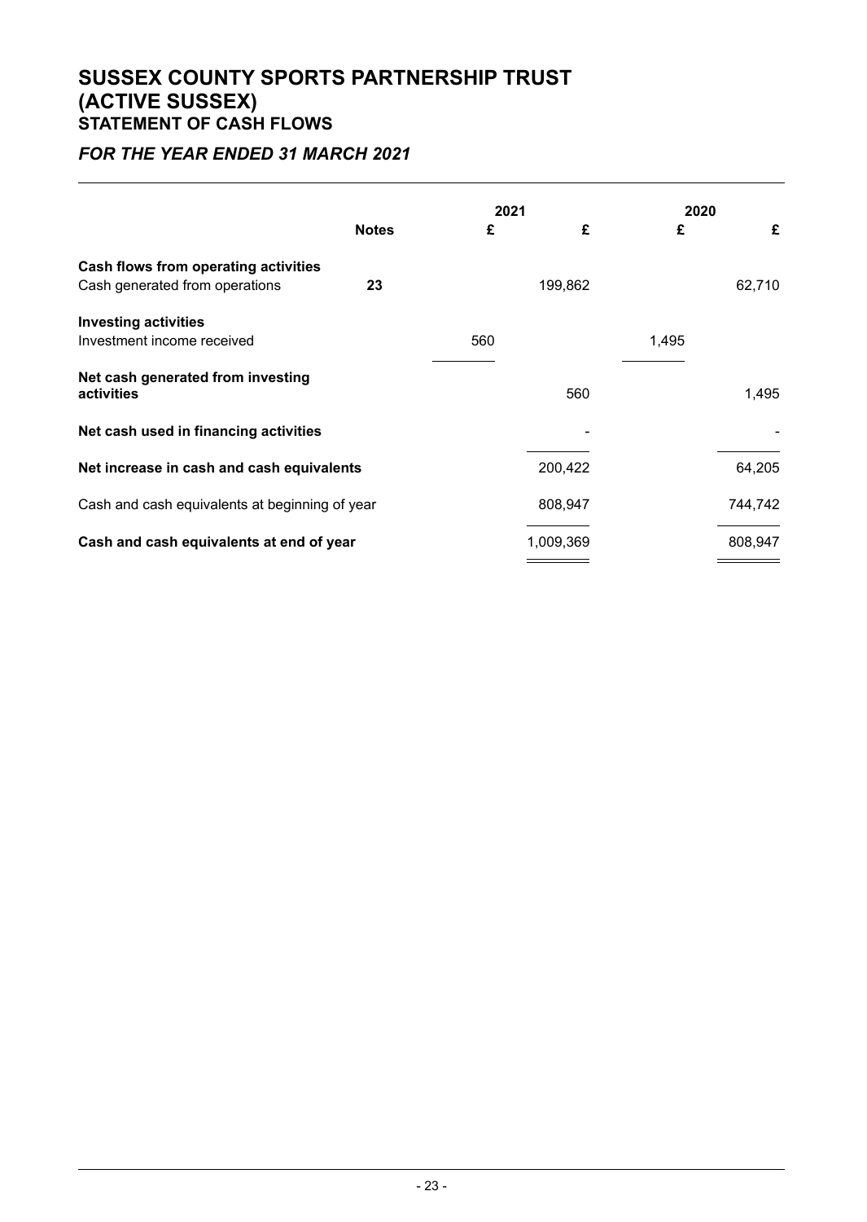# SUSSEX COUNTY SPORTS PARTNERSHIP TRUST (ACTIVE SUSSEX)

## STATEMENT OF CASH FLOWS

### *FOR THE YEAR ENDED 31 MARCH 2021*

| | Notes | 2021 £ | 2021 £ | 2020 £ | 2020 £ |
|---|---|---|---|---|---|
| **Cash flows from operating activities** | | | | | |
| Cash generated from operations | **23** | | 199,862 | | 62,710 |
| **Investing activities** | | | | | |
| Investment income received | | 560 | | 1,495 | |
| **Net cash generated from investing activities** | | | 560 | | 1,495 |
| **Net cash used in financing activities** | | | - | | - |
| **Net increase in cash and cash equivalents** | | | 200,422 | | 64,205 |
| Cash and cash equivalents at beginning of year | | | 808,947 | | 744,742 |
| **Cash and cash equivalents at end of year** | | | 1,009,369 | | 808,947 |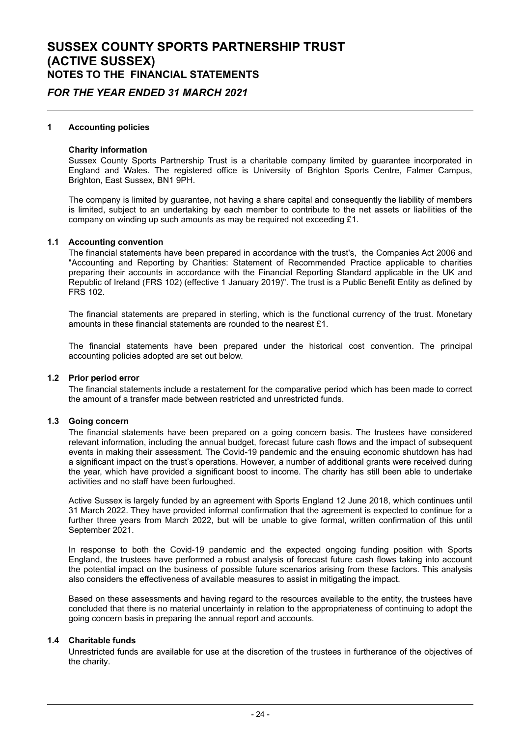# SUSSEX COUNTY SPORTS PARTNERSHIP TRUST (ACTIVE SUSSEX)

## NOTES TO THE FINANCIAL STATEMENTS

### *FOR THE YEAR ENDED 31 MARCH 2021*

**1 Accounting policies**

**Charity information**

Sussex County Sports Partnership Trust is a charitable company limited by guarantee incorporated in England and Wales. The registered office is University of Brighton Sports Centre, Falmer Campus, Brighton, East Sussex, BN1 9PH.

The company is limited by guarantee, not having a share capital and consequently the liability of members is limited, subject to an undertaking by each member to contribute to the net assets or liabilities of the company on winding up such amounts as may be required not exceeding £1.

**1.1 Accounting convention**

The financial statements have been prepared in accordance with the trust's, the Companies Act 2006 and "Accounting and Reporting by Charities: Statement of Recommended Practice applicable to charities preparing their accounts in accordance with the Financial Reporting Standard applicable in the UK and Republic of Ireland (FRS 102) (effective 1 January 2019)". The trust is a Public Benefit Entity as defined by FRS 102.

The financial statements are prepared in sterling, which is the functional currency of the trust. Monetary amounts in these financial statements are rounded to the nearest £1.

The financial statements have been prepared under the historical cost convention. The principal accounting policies adopted are set out below.

**1.2 Prior period error**

The financial statements include a restatement for the comparative period which has been made to correct the amount of a transfer made between restricted and unrestricted funds.

**1.3 Going concern**

The financial statements have been prepared on a going concern basis. The trustees have considered relevant information, including the annual budget, forecast future cash flows and the impact of subsequent events in making their assessment. The Covid-19 pandemic and the ensuing economic shutdown has had a significant impact on the trust's operations. However, a number of additional grants were received during the year, which have provided a significant boost to income. The charity has still been able to undertake activities and no staff have been furloughed.

Active Sussex is largely funded by an agreement with Sports England 12 June 2018, which continues until 31 March 2022. They have provided informal confirmation that the agreement is expected to continue for a further three years from March 2022, but will be unable to give formal, written confirmation of this until September 2021.

In response to both the Covid-19 pandemic and the expected ongoing funding position with Sports England, the trustees have performed a robust analysis of forecast future cash flows taking into account the potential impact on the business of possible future scenarios arising from these factors. This analysis also considers the effectiveness of available measures to assist in mitigating the impact.

Based on these assessments and having regard to the resources available to the entity, the trustees have concluded that there is no material uncertainty in relation to the appropriateness of continuing to adopt the going concern basis in preparing the annual report and accounts.

**1.4 Charitable funds**

Unrestricted funds are available for use at the discretion of the trustees in furtherance of the objectives of the charity.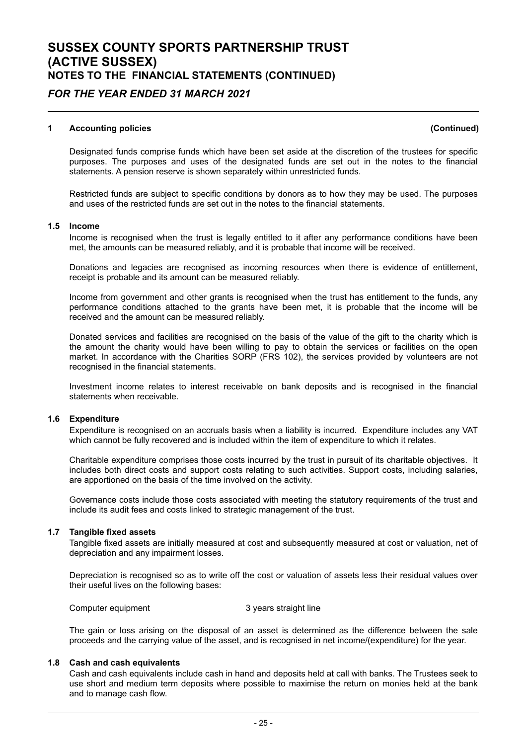## 1 Accounting policies (Continued)

Designated funds comprise funds which have been set aside at the discretion of the trustees for specific purposes. The purposes and uses of the designated funds are set out in the notes to the financial statements. A pension reserve is shown separately within unrestricted funds.

Restricted funds are subject to specific conditions by donors as to how they may be used. The purposes and uses of the restricted funds are set out in the notes to the financial statements.

### 1.5 Income

Income is recognised when the trust is legally entitled to it after any performance conditions have been met, the amounts can be measured reliably, and it is probable that income will be received.

Donations and legacies are recognised as incoming resources when there is evidence of entitlement, receipt is probable and its amount can be measured reliably.

Income from government and other grants is recognised when the trust has entitlement to the funds, any performance conditions attached to the grants have been met, it is probable that the income will be received and the amount can be measured reliably.

Donated services and facilities are recognised on the basis of the value of the gift to the charity which is the amount the charity would have been willing to pay to obtain the services or facilities on the open market. In accordance with the Charities SORP (FRS 102), the services provided by volunteers are not recognised in the financial statements.

Investment income relates to interest receivable on bank deposits and is recognised in the financial statements when receivable.

### 1.6 Expenditure

Expenditure is recognised on an accruals basis when a liability is incurred. Expenditure includes any VAT which cannot be fully recovered and is included within the item of expenditure to which it relates.

Charitable expenditure comprises those costs incurred by the trust in pursuit of its charitable objectives. It includes both direct costs and support costs relating to such activities. Support costs, including salaries, are apportioned on the basis of the time involved on the activity.

Governance costs include those costs associated with meeting the statutory requirements of the trust and include its audit fees and costs linked to strategic management of the trust.

### 1.7 Tangible fixed assets

Tangible fixed assets are initially measured at cost and subsequently measured at cost or valuation, net of depreciation and any impairment losses.

Depreciation is recognised so as to write off the cost or valuation of assets less their residual values over their useful lives on the following bases:

| | |
|---|---|
| Computer equipment | 3 years straight line |

The gain or loss arising on the disposal of an asset is determined as the difference between the sale proceeds and the carrying value of the asset, and is recognised in net income/(expenditure) for the year.

### 1.8 Cash and cash equivalents

Cash and cash equivalents include cash in hand and deposits held at call with banks. The Trustees seek to use short and medium term deposits where possible to maximise the return on monies held at the bank and to manage cash flow.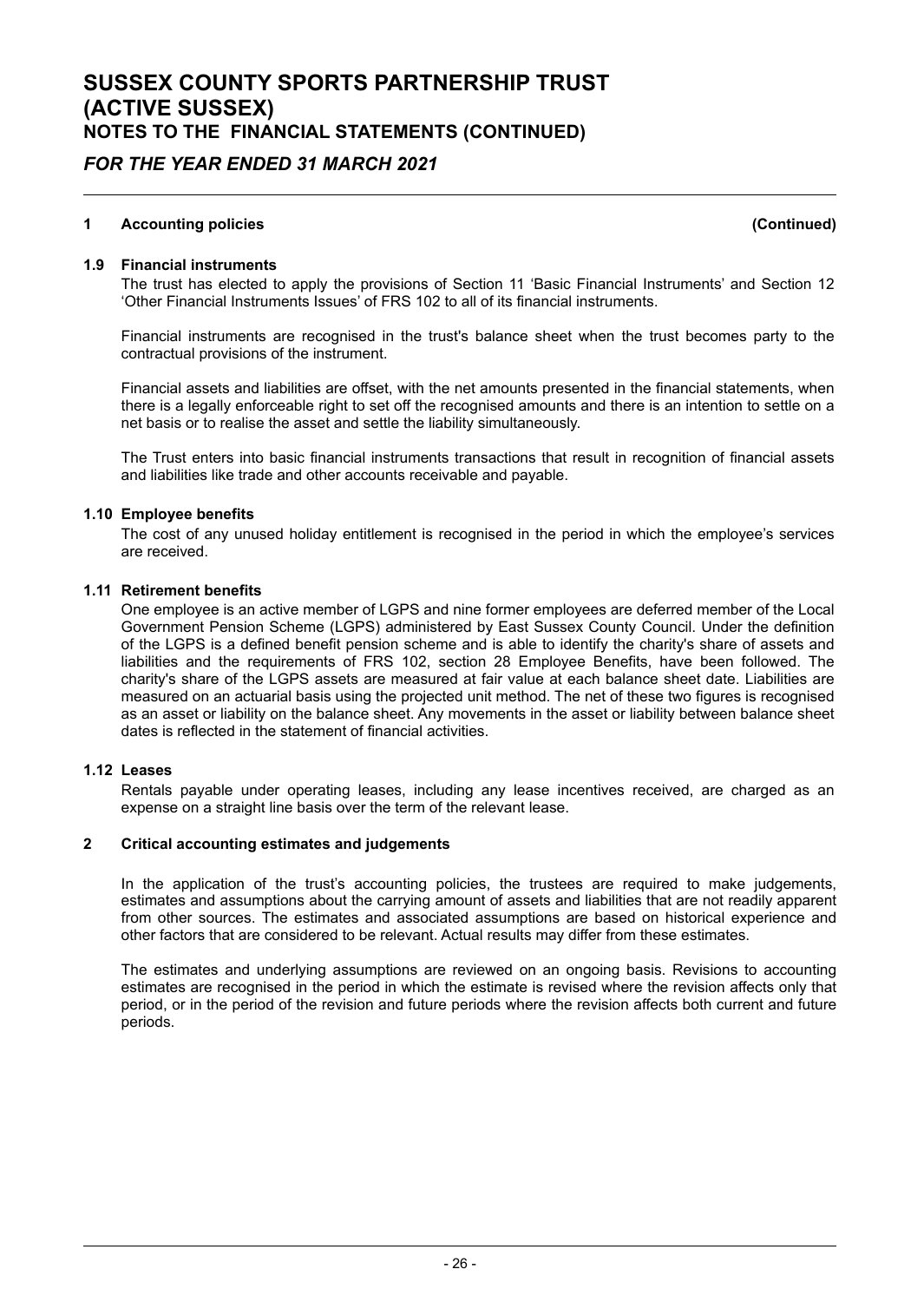## 1 Accounting policies (Continued)

### 1.9 Financial instruments

The trust has elected to apply the provisions of Section 11 'Basic Financial Instruments' and Section 12 'Other Financial Instruments Issues' of FRS 102 to all of its financial instruments.

Financial instruments are recognised in the trust's balance sheet when the trust becomes party to the contractual provisions of the instrument.

Financial assets and liabilities are offset, with the net amounts presented in the financial statements, when there is a legally enforceable right to set off the recognised amounts and there is an intention to settle on a net basis or to realise the asset and settle the liability simultaneously.

The Trust enters into basic financial instruments transactions that result in recognition of financial assets and liabilities like trade and other accounts receivable and payable.

### 1.10 Employee benefits

The cost of any unused holiday entitlement is recognised in the period in which the employee's services are received.

### 1.11 Retirement benefits

One employee is an active member of LGPS and nine former employees are deferred member of the Local Government Pension Scheme (LGPS) administered by East Sussex County Council. Under the definition of the LGPS is a defined benefit pension scheme and is able to identify the charity's share of assets and liabilities and the requirements of FRS 102, section 28 Employee Benefits, have been followed. The charity's share of the LGPS assets are measured at fair value at each balance sheet date. Liabilities are measured on an actuarial basis using the projected unit method. The net of these two figures is recognised as an asset or liability on the balance sheet. Any movements in the asset or liability between balance sheet dates is reflected in the statement of financial activities.

### 1.12 Leases

Rentals payable under operating leases, including any lease incentives received, are charged as an expense on a straight line basis over the term of the relevant lease.

## 2 Critical accounting estimates and judgements

In the application of the trust's accounting policies, the trustees are required to make judgements, estimates and assumptions about the carrying amount of assets and liabilities that are not readily apparent from other sources. The estimates and associated assumptions are based on historical experience and other factors that are considered to be relevant. Actual results may differ from these estimates.

The estimates and underlying assumptions are reviewed on an ongoing basis. Revisions to accounting estimates are recognised in the period in which the estimate is revised where the revision affects only that period, or in the period of the revision and future periods where the revision affects both current and future periods.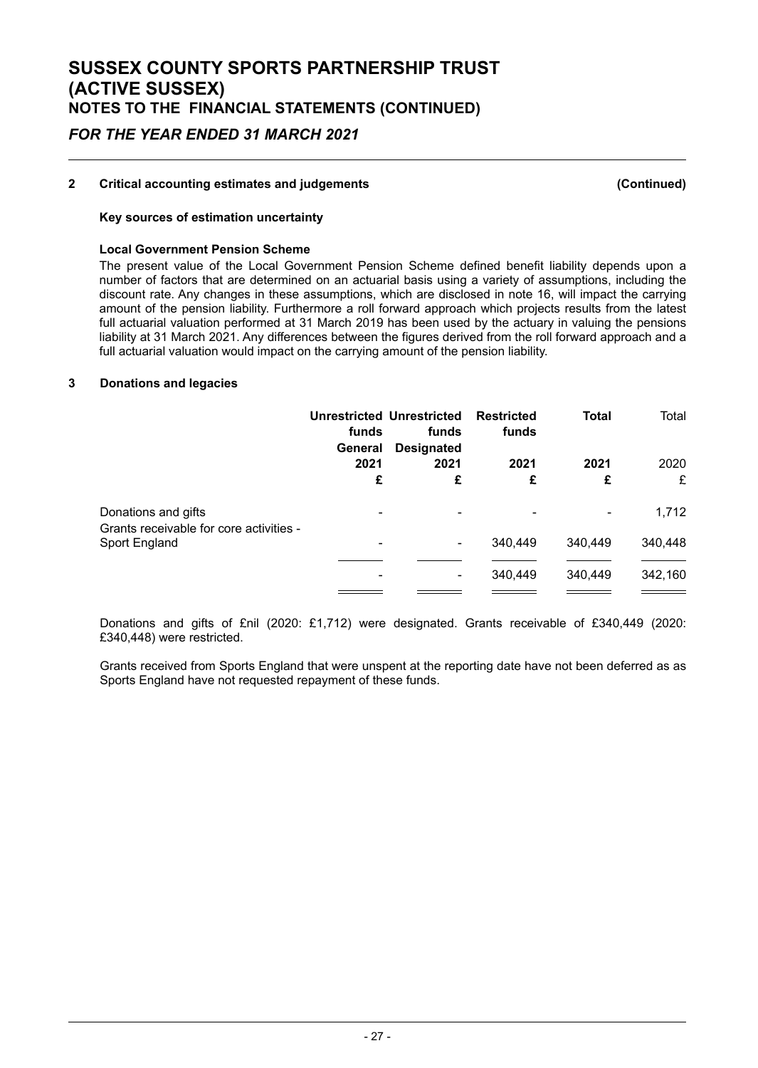## 2 Critical accounting estimates and judgements (Continued)

**Key sources of estimation uncertainty**

**Local Government Pension Scheme**

The present value of the Local Government Pension Scheme defined benefit liability depends upon a number of factors that are determined on an actuarial basis using a variety of assumptions, including the discount rate. Any changes in these assumptions, which are disclosed in note 16, will impact the carrying amount of the pension liability. Furthermore a roll forward approach which projects results from the latest full actuarial valuation performed at 31 March 2019 has been used by the actuary in valuing the pensions liability at 31 March 2021. Any differences between the figures derived from the roll forward approach and a full actuarial valuation would impact on the carrying amount of the pension liability.

## 3 Donations and legacies

| | Unrestricted funds General 2021 £ | Unrestricted funds Designated 2021 £ | Restricted funds 2021 £ | Total 2021 £ | Total 2020 £ |
|---|---|---|---|---|---|
| Donations and gifts | - | - | - | - | 1,712 |
| Grants receivable for core activities - Sport England | - | - | 340,449 | 340,449 | 340,448 |
| | - | - | 340,449 | 340,449 | 342,160 |

Donations and gifts of £nil (2020: £1,712) were designated. Grants receivable of £340,449 (2020: £340,448) were restricted.

Grants received from Sports England that were unspent at the reporting date have not been deferred as as Sports England have not requested repayment of these funds.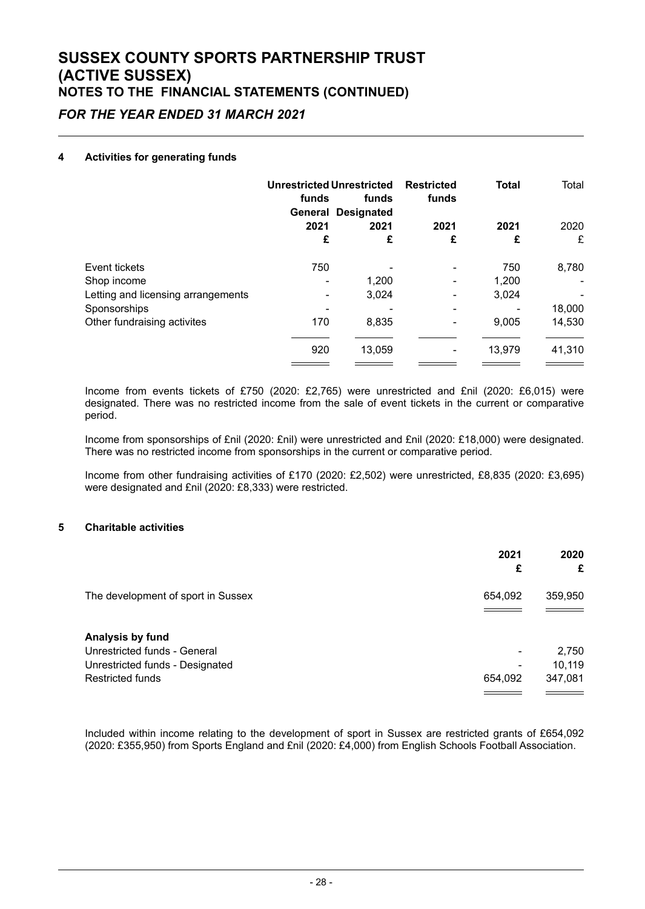## 4 Activities for generating funds

| | Unrestricted funds General 2021 £ | Unrestricted funds Designated 2021 £ | Restricted funds 2021 £ | Total 2021 £ | Total 2020 £ |
|---|---|---|---|---|---|
| Event tickets | 750 | - | - | 750 | 8,780 |
| Shop income | - | 1,200 | - | 1,200 | - |
| Letting and licensing arrangements | - | 3,024 | - | 3,024 | - |
| Sponsorships | - | - | - | - | 18,000 |
| Other fundraising activites | 170 | 8,835 | - | 9,005 | 14,530 |
| | 920 | 13,059 | - | 13,979 | 41,310 |

Income from events tickets of £750 (2020: £2,765) were unrestricted and £nil (2020: £6,015) were designated. There was no restricted income from the sale of event tickets in the current or comparative period.

Income from sponsorships of £nil (2020: £nil) were unrestricted and £nil (2020: £18,000) were designated. There was no restricted income from sponsorships in the current or comparative period.

Income from other fundraising activities of £170 (2020: £2,502) were unrestricted, £8,835 (2020: £3,695) were designated and £nil (2020: £8,333) were restricted.

## 5 Charitable activities

| | 2021 £ | 2020 £ |
|---|---|---|
| The development of sport in Sussex | 654,092 | 359,950 |
| | | |
| **Analysis by fund** | | |
| Unrestricted funds - General | - | 2,750 |
| Unrestricted funds - Designated | - | 10,119 |
| Restricted funds | 654,092 | 347,081 |

Included within income relating to the development of sport in Sussex are restricted grants of £654,092 (2020: £355,950) from Sports England and £nil (2020: £4,000) from English Schools Football Association.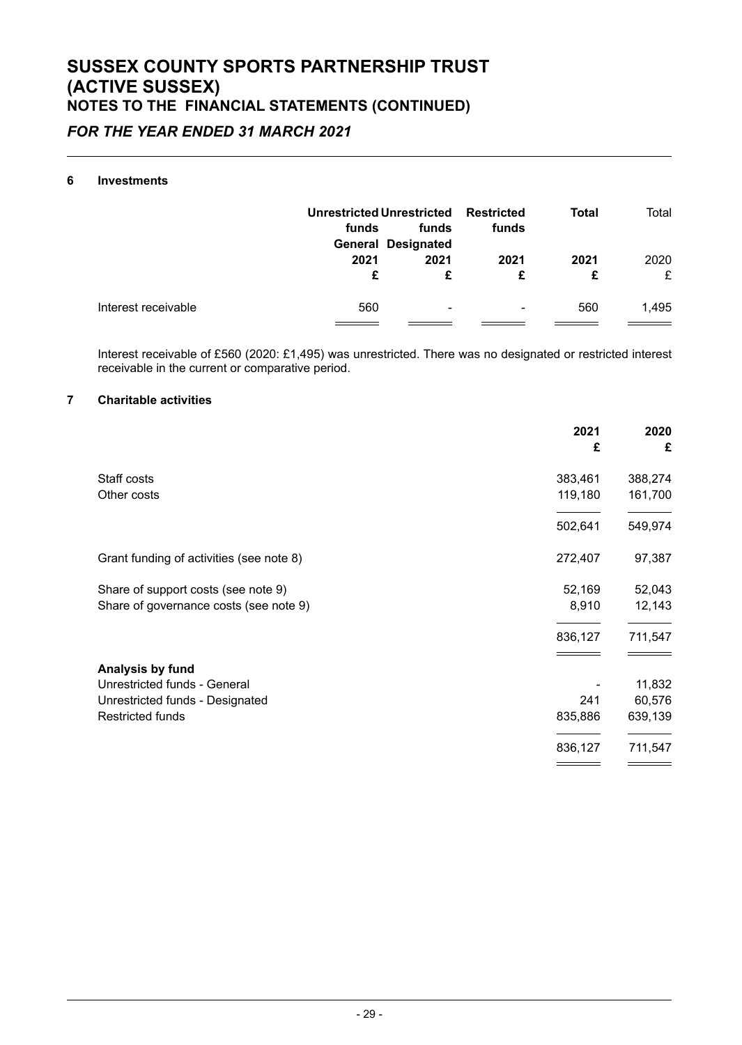# SUSSEX COUNTY SPORTS PARTNERSHIP TRUST (ACTIVE SUSSEX)

## NOTES TO THE FINANCIAL STATEMENTS (CONTINUED)

### *FOR THE YEAR ENDED 31 MARCH 2021*

#### 6 Investments

| | Unrestricted funds General | Unrestricted funds Designated | Restricted funds | Total | Total |
|---|---|---|---|---|---|
| | 2021 | 2021 | 2021 | 2021 | 2020 |
| | £ | £ | £ | £ | £ |
| Interest receivable | 560 | - | - | 560 | 1,495 |

Interest receivable of £560 (2020: £1,495) was unrestricted. There was no designated or restricted interest receivable in the current or comparative period.

#### 7 Charitable activities

| | 2021 | 2020 |
|---|---|---|
| | £ | £ |
| Staff costs | 383,461 | 388,274 |
| Other costs | 119,180 | 161,700 |
| | 502,641 | 549,974 |
| Grant funding of activities (see note 8) | 272,407 | 97,387 |
| Share of support costs (see note 9) | 52,169 | 52,043 |
| Share of governance costs (see note 9) | 8,910 | 12,143 |
| | 836,127 | 711,547 |
| **Analysis by fund** | | |
| Unrestricted funds - General | - | 11,832 |
| Unrestricted funds - Designated | 241 | 60,576 |
| Restricted funds | 835,886 | 639,139 |
| | 836,127 | 711,547 |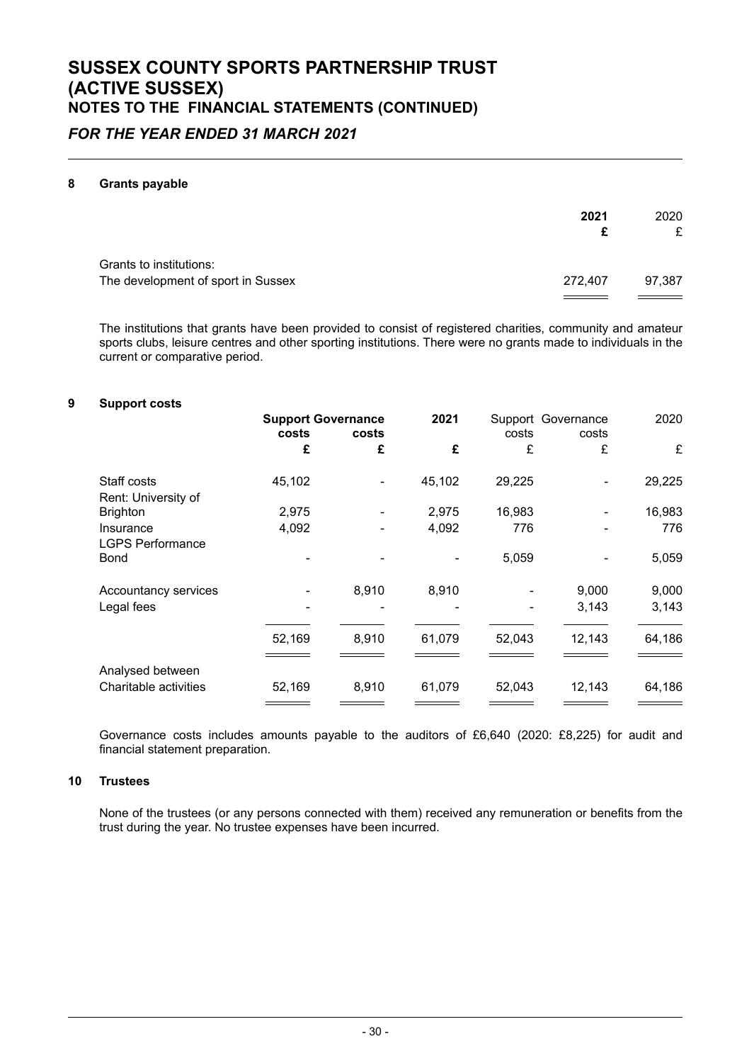# SUSSEX COUNTY SPORTS PARTNERSHIP TRUST (ACTIVE SUSSEX)

## NOTES TO THE FINANCIAL STATEMENTS (CONTINUED)

*FOR THE YEAR ENDED 31 MARCH 2021*

### 8 Grants payable

| | **2021** | 2020 |
|---|---|---|
| | **£** | £ |
| Grants to institutions: | | |
| The development of sport in Sussex | 272,407 | 97,387 |

The institutions that grants have been provided to consist of registered charities, community and amateur sports clubs, leisure centres and other sporting institutions. There were no grants made to individuals in the current or comparative period.

### 9 Support costs

| | **Support costs** | **Governance costs** | **2021** | Support costs | Governance costs | 2020 |
|---|---|---|---|---|---|---|
| | **£** | **£** | **£** | £ | £ | £ |
| Staff costs | 45,102 | - | 45,102 | 29,225 | - | 29,225 |
| Rent: University of Brighton | 2,975 | - | 2,975 | 16,983 | - | 16,983 |
| Insurance | 4,092 | - | 4,092 | 776 | - | 776 |
| LGPS Performance Bond | - | - | - | 5,059 | - | 5,059 |
| Accountancy services | - | 8,910 | 8,910 | - | 9,000 | 9,000 |
| Legal fees | - | - | - | - | 3,143 | 3,143 |
| | 52,169 | 8,910 | 61,079 | 52,043 | 12,143 | 64,186 |
| Analysed between | | | | | | |
| Charitable activities | 52,169 | 8,910 | 61,079 | 52,043 | 12,143 | 64,186 |

Governance costs includes amounts payable to the auditors of £6,640 (2020: £8,225) for audit and financial statement preparation.

### 10 Trustees

None of the trustees (or any persons connected with them) received any remuneration or benefits from the trust during the year. No trustee expenses have been incurred.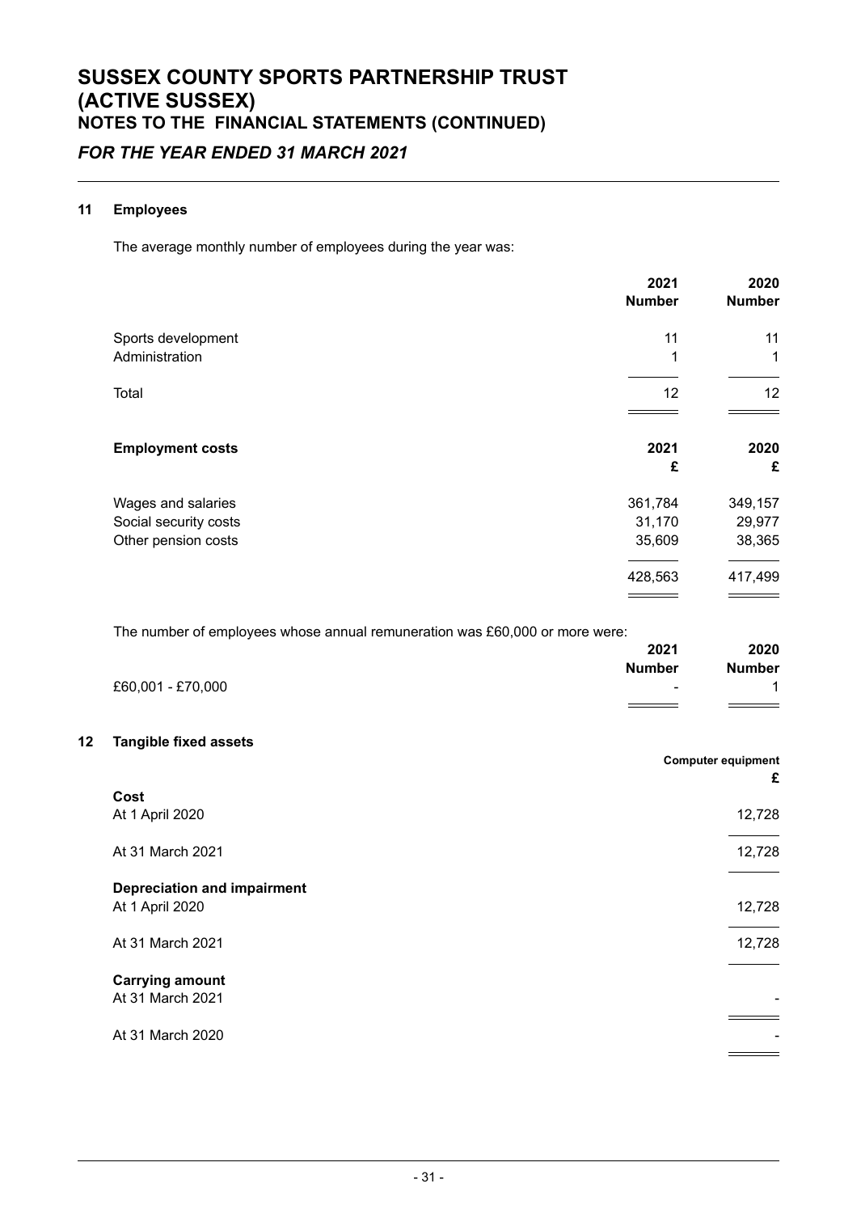# SUSSEX COUNTY SPORTS PARTNERSHIP TRUST (ACTIVE SUSSEX)

## NOTES TO THE FINANCIAL STATEMENTS (CONTINUED)

*FOR THE YEAR ENDED 31 MARCH 2021*

### 11 Employees

The average monthly number of employees during the year was:

| | 2021 Number | 2020 Number |
|---|---|---|
| Sports development | 11 | 11 |
| Administration | 1 | 1 |
| Total | 12 | 12 |

| **Employment costs** | 2021 £ | 2020 £ |
|---|---|---|
| Wages and salaries | 361,784 | 349,157 |
| Social security costs | 31,170 | 29,977 |
| Other pension costs | 35,609 | 38,365 |
| | 428,563 | 417,499 |

The number of employees whose annual remuneration was £60,000 or more were:

| | 2021 Number | 2020 Number |
|---|---|---|
| £60,001 - £70,000 | - | 1 |

### 12 Tangible fixed assets

| | Computer equipment £ |
|---|---|
| **Cost** | |
| At 1 April 2020 | 12,728 |
| At 31 March 2021 | 12,728 |
| **Depreciation and impairment** | |
| At 1 April 2020 | 12,728 |
| At 31 March 2021 | 12,728 |
| **Carrying amount** | |
| At 31 March 2021 | - |
| At 31 March 2020 | - |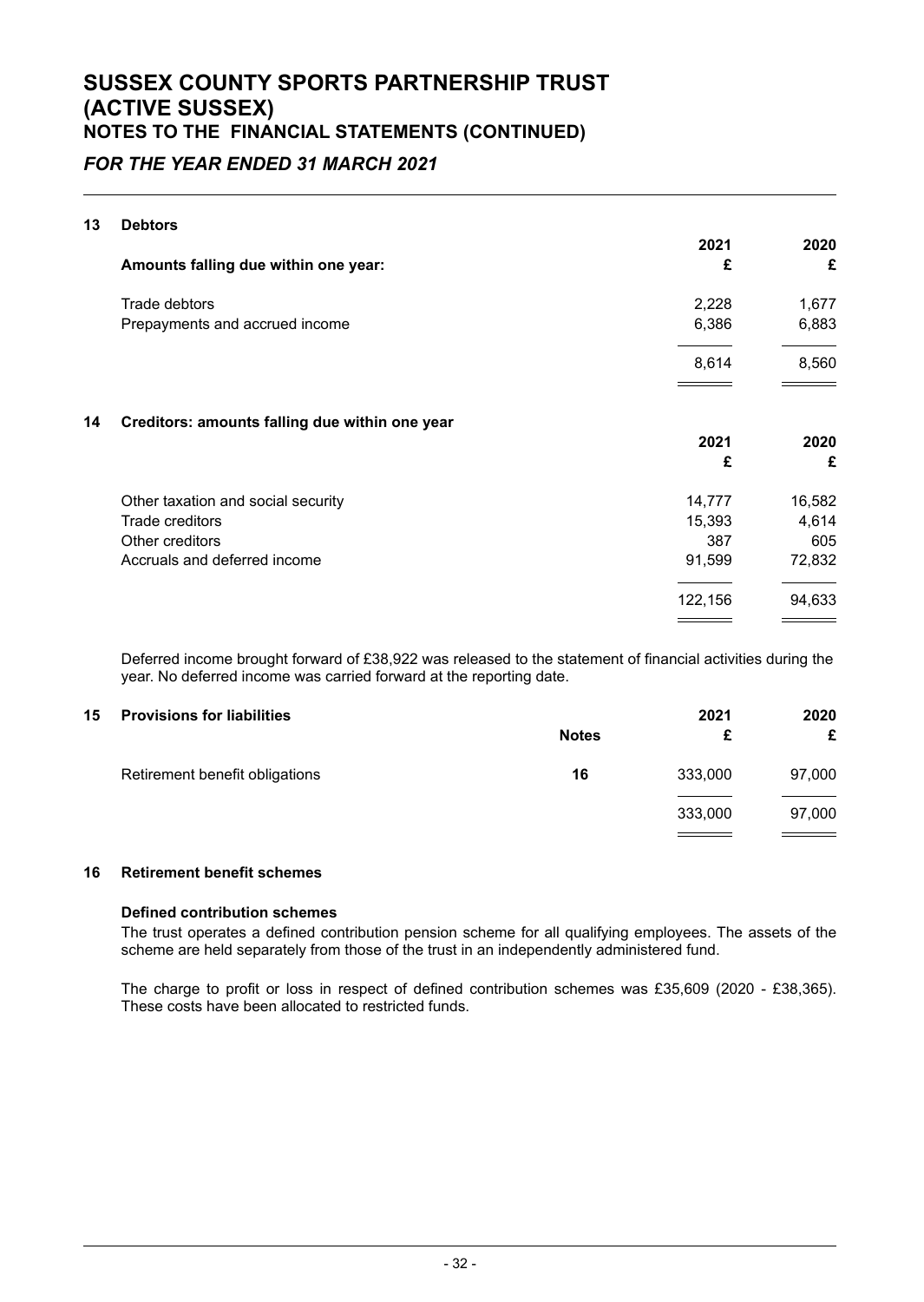# SUSSEX COUNTY SPORTS PARTNERSHIP TRUST (ACTIVE SUSSEX)

## NOTES TO THE FINANCIAL STATEMENTS (CONTINUED)

*FOR THE YEAR ENDED 31 MARCH 2021*

### 13 Debtors

| Amounts falling due within one year: | 2021 £ | 2020 £ |
|---|---|---|
| Trade debtors | 2,228 | 1,677 |
| Prepayments and accrued income | 6,386 | 6,883 |
| | 8,614 | 8,560 |

### 14 Creditors: amounts falling due within one year

| | 2021 £ | 2020 £ |
|---|---|---|
| Other taxation and social security | 14,777 | 16,582 |
| Trade creditors | 15,393 | 4,614 |
| Other creditors | 387 | 605 |
| Accruals and deferred income | 91,599 | 72,832 |
| | 122,156 | 94,633 |

Deferred income brought forward of £38,922 was released to the statement of financial activities during the year. No deferred income was carried forward at the reporting date.

### 15 Provisions for liabilities

| | Notes | 2021 £ | 2020 £ |
|---|---|---|---|
| Retirement benefit obligations | 16 | 333,000 | 97,000 |
| | | 333,000 | 97,000 |

### 16 Retirement benefit schemes

**Defined contribution schemes**

The trust operates a defined contribution pension scheme for all qualifying employees. The assets of the scheme are held separately from those of the trust in an independently administered fund.

The charge to profit or loss in respect of defined contribution schemes was £35,609 (2020 - £38,365). These costs have been allocated to restricted funds.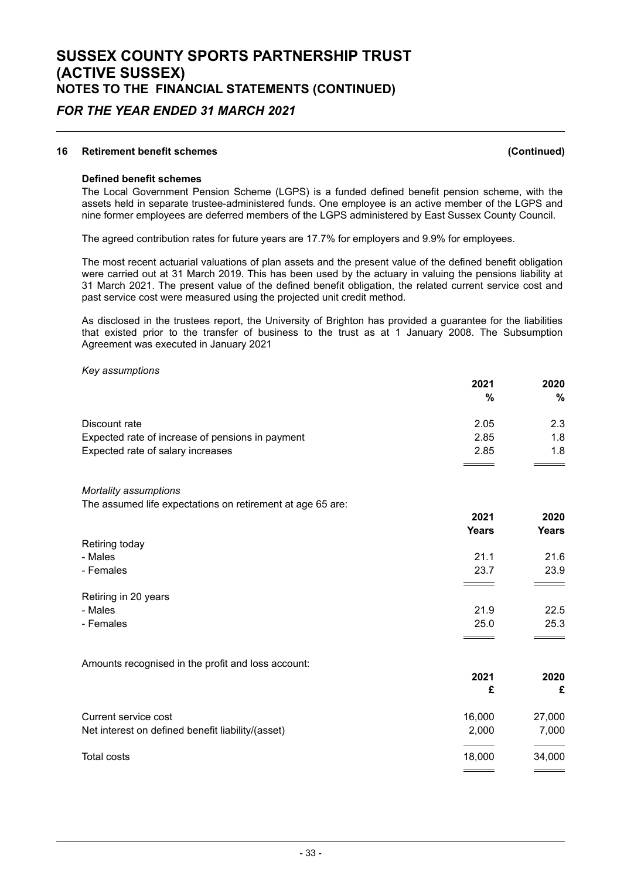## 16 Retirement benefit schemes (Continued)

**Defined benefit schemes**

The Local Government Pension Scheme (LGPS) is a funded defined benefit pension scheme, with the assets held in separate trustee-administered funds. One employee is an active member of the LGPS and nine former employees are deferred members of the LGPS administered by East Sussex County Council.

The agreed contribution rates for future years are 17.7% for employers and 9.9% for employees.

The most recent actuarial valuations of plan assets and the present value of the defined benefit obligation were carried out at 31 March 2019. This has been used by the actuary in valuing the pensions liability at 31 March 2021. The present value of the defined benefit obligation, the related current service cost and past service cost were measured using the projected unit credit method.

As disclosed in the trustees report, the University of Brighton has provided a guarantee for the liabilities that existed prior to the transfer of business to the trust as at 1 January 2008. The Subsumption Agreement was executed in January 2021

*Key assumptions*

| | 2021 % | 2020 % |
|---|---|---|
| Discount rate | 2.05 | 2.3 |
| Expected rate of increase of pensions in payment | 2.85 | 1.8 |
| Expected rate of salary increases | 2.85 | 1.8 |

*Mortality assumptions*

The assumed life expectations on retirement at age 65 are:

| | 2021 Years | 2020 Years |
|---|---|---|
| Retiring today | | |
| - Males | 21.1 | 21.6 |
| - Females | 23.7 | 23.9 |
| Retiring in 20 years | | |
| - Males | 21.9 | 22.5 |
| - Females | 25.0 | 25.3 |

Amounts recognised in the profit and loss account:

| | 2021 £ | 2020 £ |
|---|---|---|
| Current service cost | 16,000 | 27,000 |
| Net interest on defined benefit liability/(asset) | 2,000 | 7,000 |
| Total costs | 18,000 | 34,000 |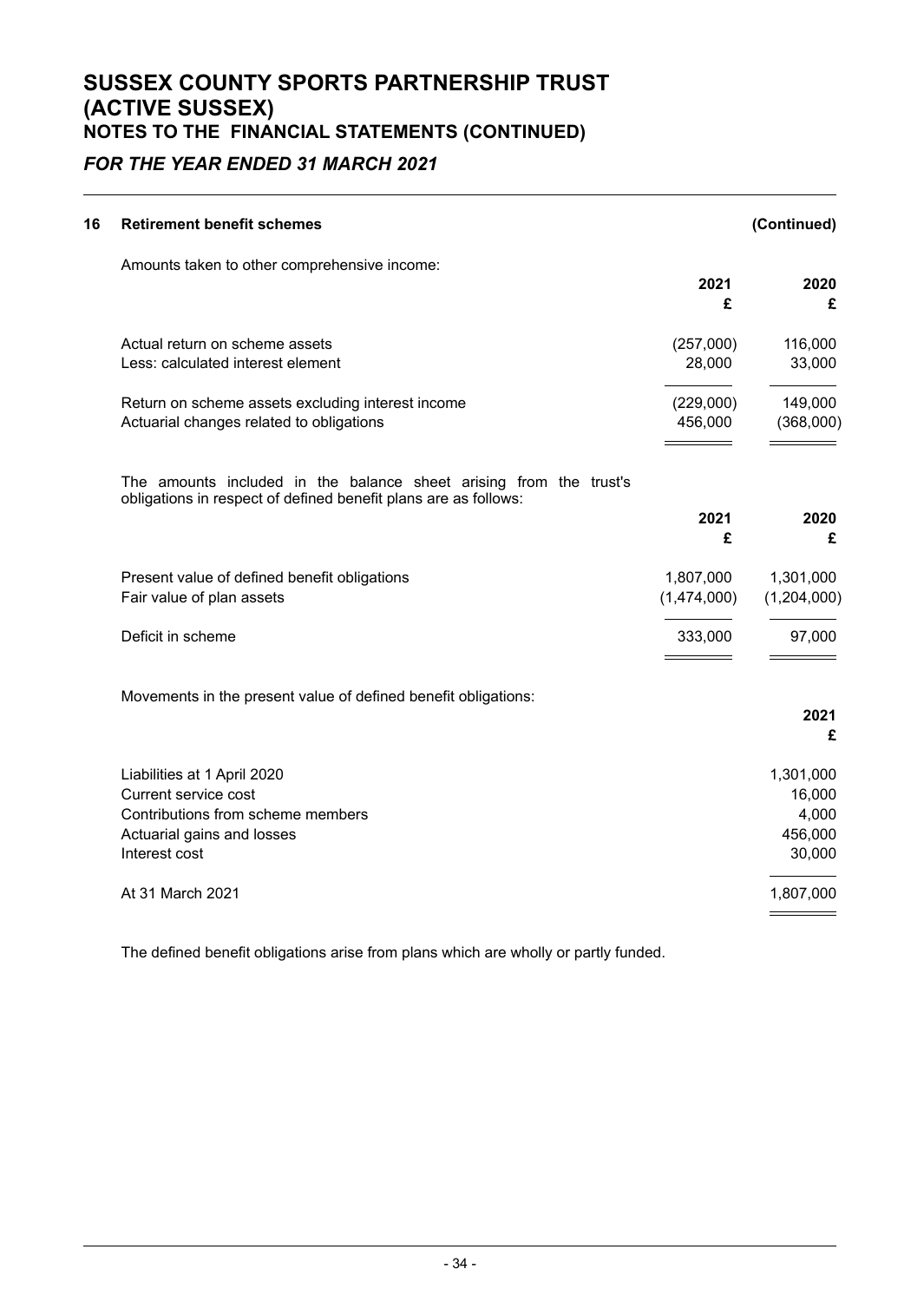# SUSSEX COUNTY SPORTS PARTNERSHIP TRUST (ACTIVE SUSSEX)
## NOTES TO THE FINANCIAL STATEMENTS (CONTINUED)
### *FOR THE YEAR ENDED 31 MARCH 2021*

**16 Retirement benefit schemes (Continued)**

Amounts taken to other comprehensive income:

| | 2021<br>£ | 2020<br>£ |
|---|---|---|
| Actual return on scheme assets | (257,000) | 116,000 |
| Less: calculated interest element | 28,000 | 33,000 |
| Return on scheme assets excluding interest income | (229,000) | 149,000 |
| Actuarial changes related to obligations | 456,000 | (368,000) |

The amounts included in the balance sheet arising from the trust's obligations in respect of defined benefit plans are as follows:

| | 2021<br>£ | 2020<br>£ |
|---|---|---|
| Present value of defined benefit obligations | 1,807,000 | 1,301,000 |
| Fair value of plan assets | (1,474,000) | (1,204,000) |
| Deficit in scheme | 333,000 | 97,000 |

Movements in the present value of defined benefit obligations:

| | 2021<br>£ |
|---|---|
| Liabilities at 1 April 2020 | 1,301,000 |
| Current service cost | 16,000 |
| Contributions from scheme members | 4,000 |
| Actuarial gains and losses | 456,000 |
| Interest cost | 30,000 |
| At 31 March 2021 | 1,807,000 |

The defined benefit obligations arise from plans which are wholly or partly funded.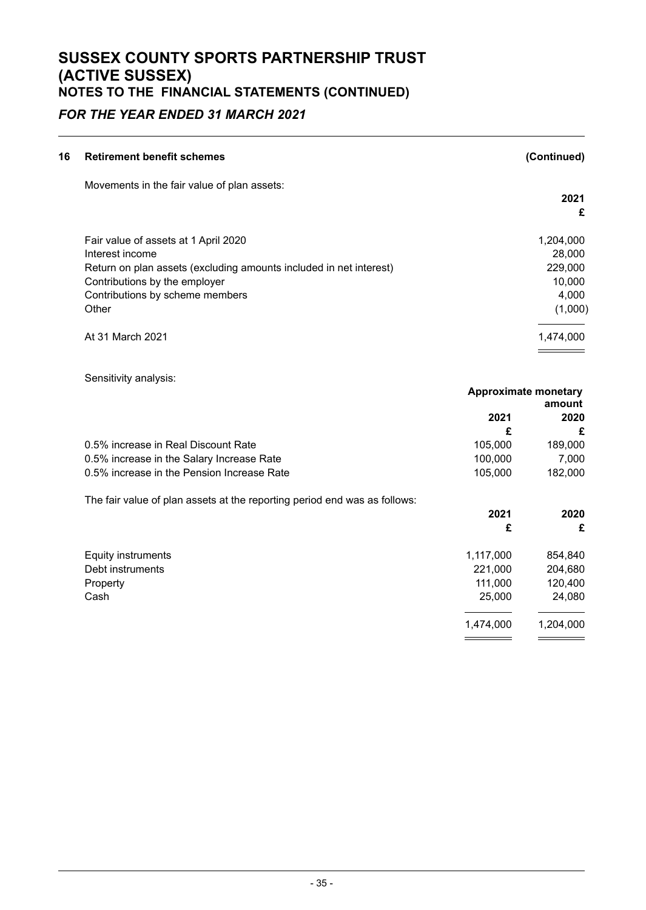# SUSSEX COUNTY SPORTS PARTNERSHIP TRUST (ACTIVE SUSSEX)

## NOTES TO THE FINANCIAL STATEMENTS (CONTINUED)

### *FOR THE YEAR ENDED 31 MARCH 2021*

**16 Retirement benefit schemes** **(Continued)**

Movements in the fair value of plan assets:

| | 2021 |
|---|---|
| | £ |
| Fair value of assets at 1 April 2020 | 1,204,000 |
| Interest income | 28,000 |
| Return on plan assets (excluding amounts included in net interest) | 229,000 |
| Contributions by the employer | 10,000 |
| Contributions by scheme members | 4,000 |
| Other | (1,000) |
| At 31 March 2021 | 1,474,000 |

Sensitivity analysis:

| | Approximate monetary amount | |
|---|---|---|
| | 2021 | 2020 |
| | £ | £ |
| 0.5% increase in Real Discount Rate | 105,000 | 189,000 |
| 0.5% increase in the Salary Increase Rate | 100,000 | 7,000 |
| 0.5% increase in the Pension Increase Rate | 105,000 | 182,000 |

The fair value of plan assets at the reporting period end was as follows:

| | 2021 | 2020 |
|---|---|---|
| | £ | £ |
| Equity instruments | 1,117,000 | 854,840 |
| Debt instruments | 221,000 | 204,680 |
| Property | 111,000 | 120,400 |
| Cash | 25,000 | 24,080 |
| | 1,474,000 | 1,204,000 |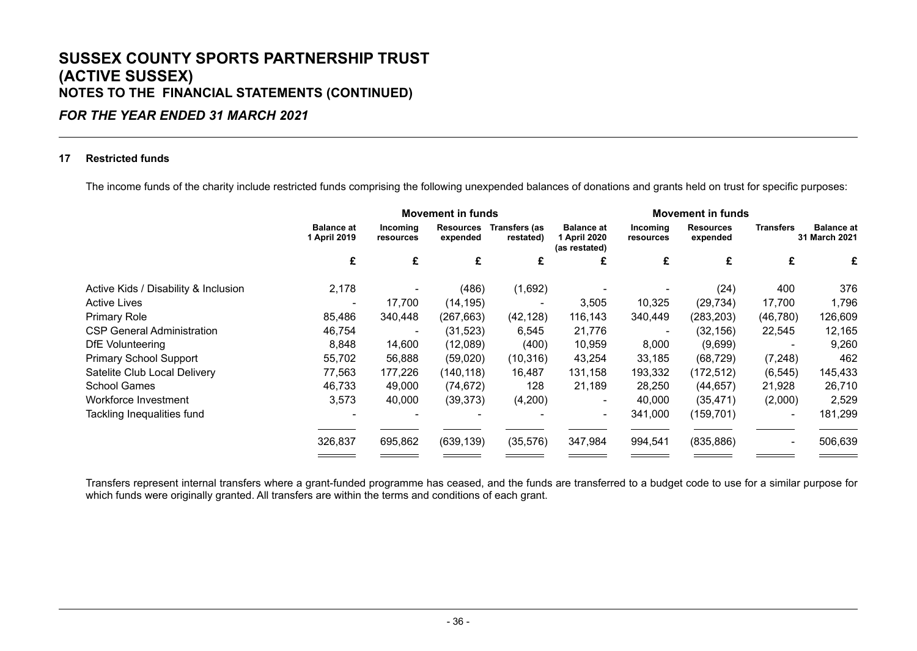# SUSSEX COUNTY SPORTS PARTNERSHIP TRUST (ACTIVE SUSSEX)

## NOTES TO THE FINANCIAL STATEMENTS (CONTINUED)

### *FOR THE YEAR ENDED 31 MARCH 2021*

**17 Restricted funds**

The income funds of the charity include restricted funds comprising the following unexpended balances of donations and grants held on trust for specific purposes:

| | | Movement in funds | | | | Movement in funds | | | |
|---|---|---|---|---|---|---|---|---|---|
| | **Balance at 1 April 2019** | **Incoming resources** | **Resources expended** | **Transfers (as restated)** | **Balance at 1 April 2020 (as restated)** | **Incoming resources** | **Resources expended** | **Transfers** | **Balance at 31 March 2021** |
| | £ | £ | £ | £ | £ | £ | £ | £ | £ |
| Active Kids / Disability & Inclusion | 2,178 | - | (486) | (1,692) | - | - | (24) | 400 | 376 |
| Active Lives | - | 17,700 | (14,195) | - | 3,505 | 10,325 | (29,734) | 17,700 | 1,796 |
| Primary Role | 85,486 | 340,448 | (267,663) | (42,128) | 116,143 | 340,449 | (283,203) | (46,780) | 126,609 |
| CSP General Administration | 46,754 | - | (31,523) | 6,545 | 21,776 | - | (32,156) | 22,545 | 12,165 |
| DfE Volunteering | 8,848 | 14,600 | (12,089) | (400) | 10,959 | 8,000 | (9,699) | - | 9,260 |
| Primary School Support | 55,702 | 56,888 | (59,020) | (10,316) | 43,254 | 33,185 | (68,729) | (7,248) | 462 |
| Satelite Club Local Delivery | 77,563 | 177,226 | (140,118) | 16,487 | 131,158 | 193,332 | (172,512) | (6,545) | 145,433 |
| School Games | 46,733 | 49,000 | (74,672) | 128 | 21,189 | 28,250 | (44,657) | 21,928 | 26,710 |
| Workforce Investment | 3,573 | 40,000 | (39,373) | (4,200) | - | 40,000 | (35,471) | (2,000) | 2,529 |
| Tackling Inequalities fund | - | - | - | - | - | 341,000 | (159,701) | - | 181,299 |
| | 326,837 | 695,862 | (639,139) | (35,576) | 347,984 | 994,541 | (835,886) | - | 506,639 |

Transfers represent internal transfers where a grant-funded programme has ceased, and the funds are transferred to a budget code to use for a similar purpose for which funds were originally granted. All transfers are within the terms and conditions of each grant.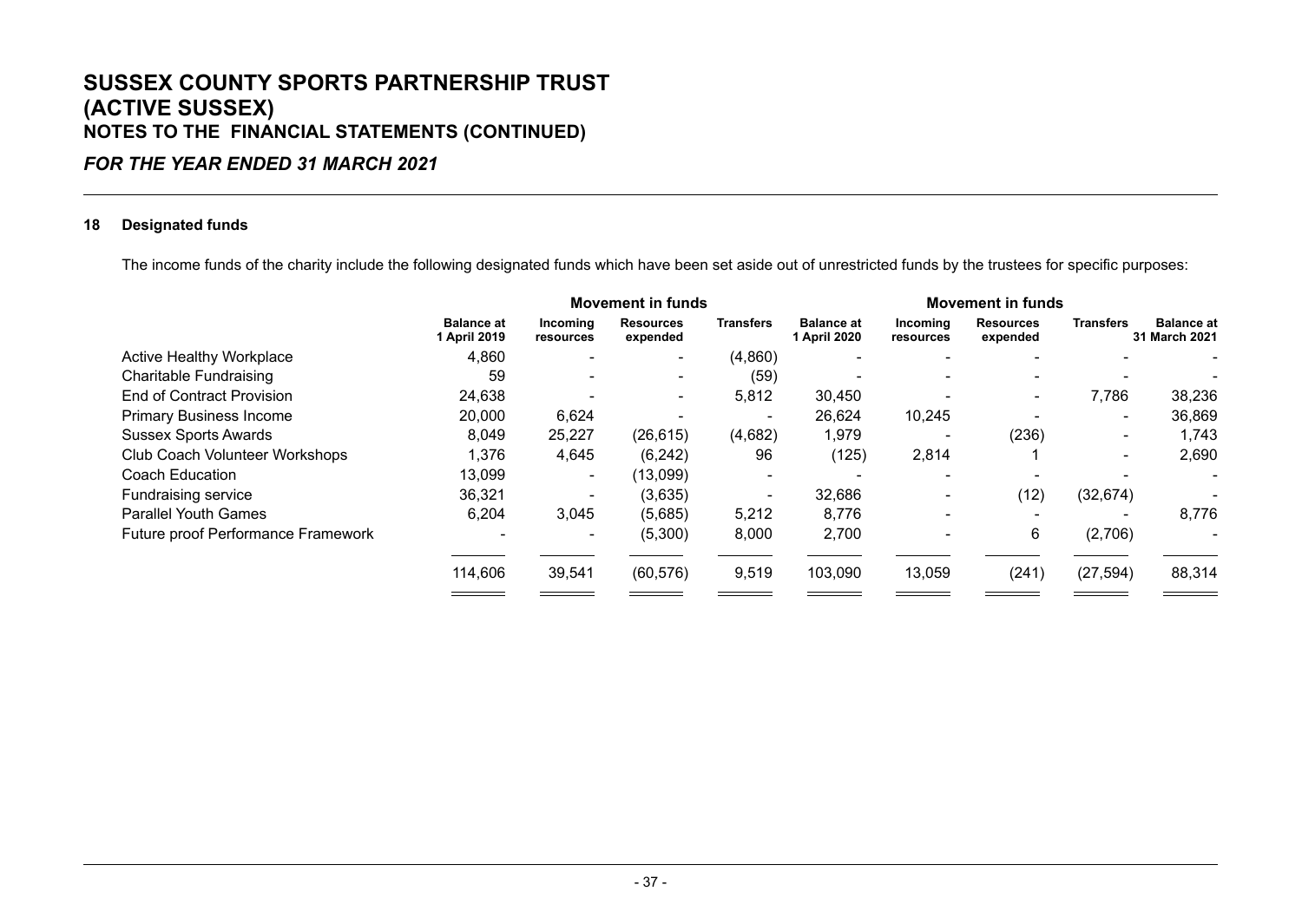# SUSSEX COUNTY SPORTS PARTNERSHIP TRUST (ACTIVE SUSSEX)

## NOTES TO THE FINANCIAL STATEMENTS (CONTINUED)

### *FOR THE YEAR ENDED 31 MARCH 2021*

**18 Designated funds**

The income funds of the charity include the following designated funds which have been set aside out of unrestricted funds by the trustees for specific purposes:

| | | Movement in funds | | | | Movement in funds | | | |
|---|---|---|---|---|---|---|---|---|---|
| | **Balance at 1 April 2019** | **Incoming resources** | **Resources expended** | **Transfers** | **Balance at 1 April 2020** | **Incoming resources** | **Resources expended** | **Transfers** | **Balance at 31 March 2021** |
| Active Healthy Workplace | 4,860 | - | - | (4,860) | - | - | - | - | - |
| Charitable Fundraising | 59 | - | - | (59) | - | - | - | - | - |
| End of Contract Provision | 24,638 | - | - | 5,812 | 30,450 | - | - | 7,786 | 38,236 |
| Primary Business Income | 20,000 | 6,624 | - | - | 26,624 | 10,245 | - | - | 36,869 |
| Sussex Sports Awards | 8,049 | 25,227 | (26,615) | (4,682) | 1,979 | - | (236) | - | 1,743 |
| Club Coach Volunteer Workshops | 1,376 | 4,645 | (6,242) | 96 | (125) | 2,814 | 1 | - | 2,690 |
| Coach Education | 13,099 | - | (13,099) | - | - | - | - | - | - |
| Fundraising service | 36,321 | - | (3,635) | - | 32,686 | - | (12) | (32,674) | - |
| Parallel Youth Games | 6,204 | 3,045 | (5,685) | 5,212 | 8,776 | - | - | - | 8,776 |
| Future proof Performance Framework | - | - | (5,300) | 8,000 | 2,700 | - | 6 | (2,706) | - |
| | 114,606 | 39,541 | (60,576) | 9,519 | 103,090 | 13,059 | (241) | (27,594) | 88,314 |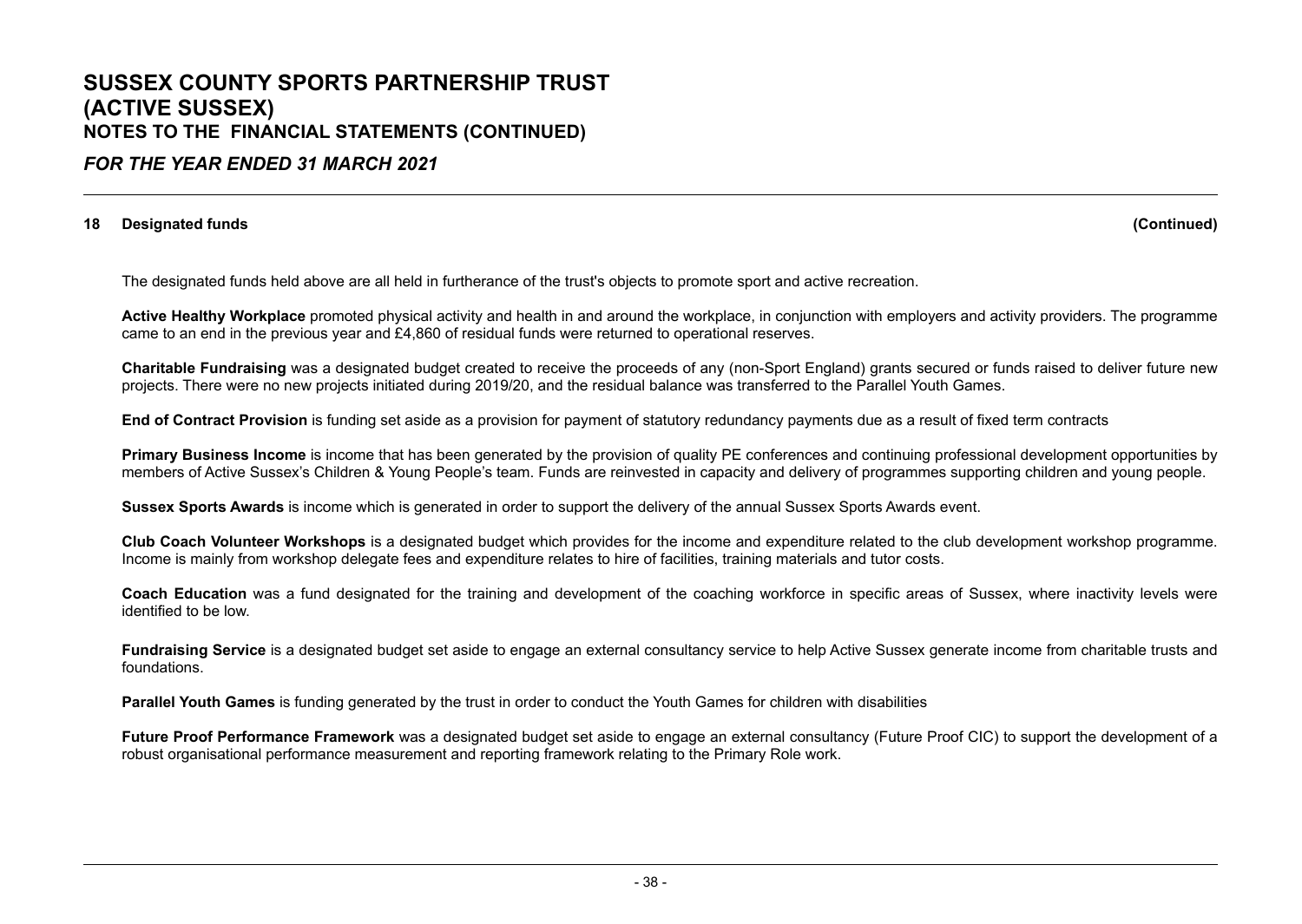## 18 Designated funds (Continued)

The designated funds held above are all held in furtherance of the trust's objects to promote sport and active recreation.

**Active Healthy Workplace** promoted physical activity and health in and around the workplace, in conjunction with employers and activity providers. The programme came to an end in the previous year and £4,860 of residual funds were returned to operational reserves.

**Charitable Fundraising** was a designated budget created to receive the proceeds of any (non-Sport England) grants secured or funds raised to deliver future new projects. There were no new projects initiated during 2019/20, and the residual balance was transferred to the Parallel Youth Games.

**End of Contract Provision** is funding set aside as a provision for payment of statutory redundancy payments due as a result of fixed term contracts

**Primary Business Income** is income that has been generated by the provision of quality PE conferences and continuing professional development opportunities by members of Active Sussex's Children & Young People's team. Funds are reinvested in capacity and delivery of programmes supporting children and young people.

**Sussex Sports Awards** is income which is generated in order to support the delivery of the annual Sussex Sports Awards event.

**Club Coach Volunteer Workshops** is a designated budget which provides for the income and expenditure related to the club development workshop programme. Income is mainly from workshop delegate fees and expenditure relates to hire of facilities, training materials and tutor costs.

**Coach Education** was a fund designated for the training and development of the coaching workforce in specific areas of Sussex, where inactivity levels were identified to be low.

**Fundraising Service** is a designated budget set aside to engage an external consultancy service to help Active Sussex generate income from charitable trusts and foundations.

**Parallel Youth Games** is funding generated by the trust in order to conduct the Youth Games for children with disabilities

**Future Proof Performance Framework** was a designated budget set aside to engage an external consultancy (Future Proof CIC) to support the development of a robust organisational performance measurement and reporting framework relating to the Primary Role work.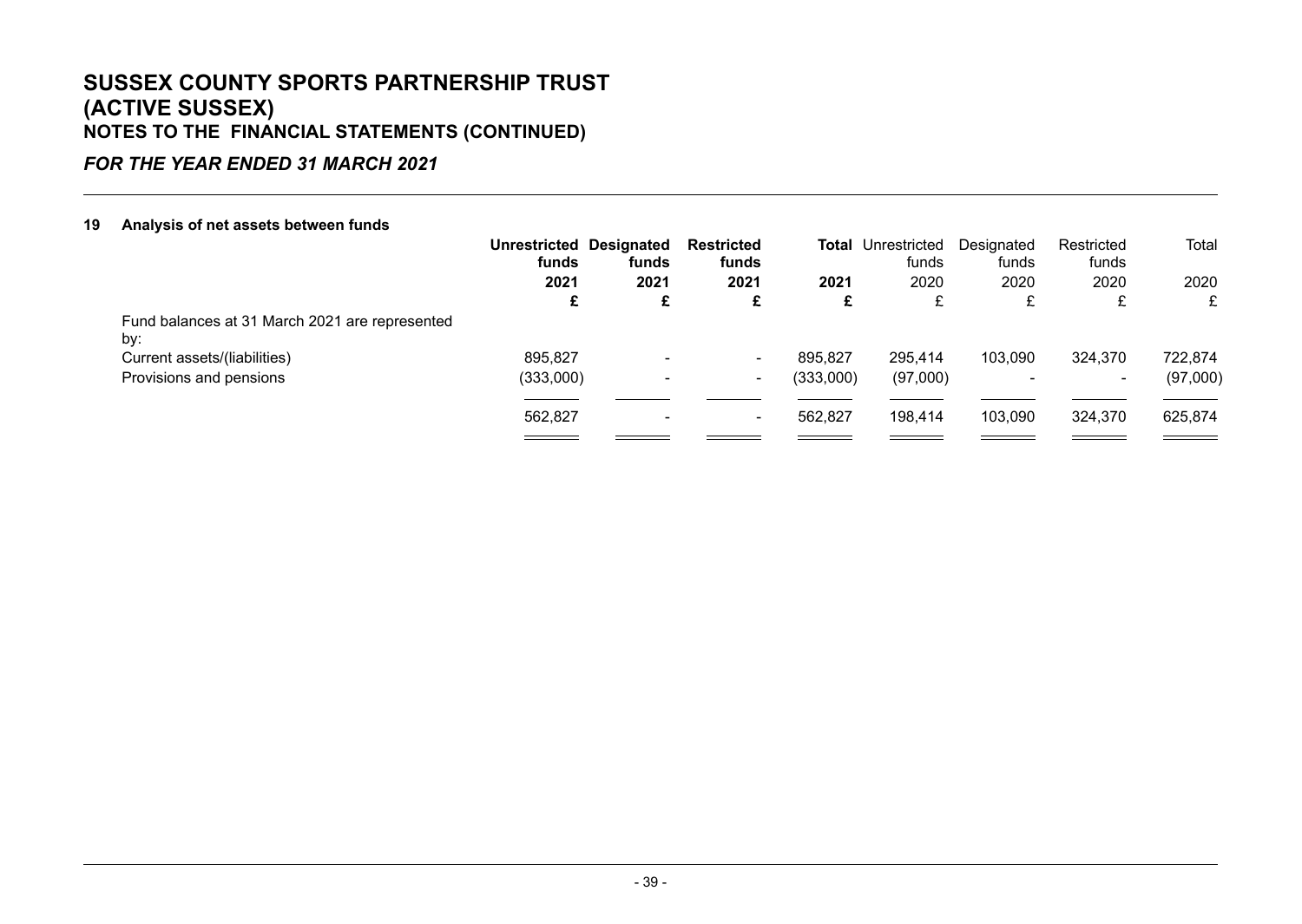# SUSSEX COUNTY SPORTS PARTNERSHIP TRUST (ACTIVE SUSSEX)

## NOTES TO THE FINANCIAL STATEMENTS (CONTINUED)

*FOR THE YEAR ENDED 31 MARCH 2021*

### 19 Analysis of net assets between funds

| | **Unrestricted funds** | **Designated funds** | **Restricted funds** | **Total** | Unrestricted funds | Designated funds | Restricted funds | Total |
|---|---|---|---|---|---|---|---|---|
| | **2021** | **2021** | **2021** | **2021** | 2020 | 2020 | 2020 | 2020 |
| | **£** | **£** | **£** | **£** | £ | £ | £ | £ |
| Fund balances at 31 March 2021 are represented by: | | | | | | | | |
| Current assets/(liabilities) | 895,827 | - | - | 895,827 | 295,414 | 103,090 | 324,370 | 722,874 |
| Provisions and pensions | (333,000) | - | - | (333,000) | (97,000) | - | - | (97,000) |
| | 562,827 | - | - | 562,827 | 198,414 | 103,090 | 324,370 | 625,874 |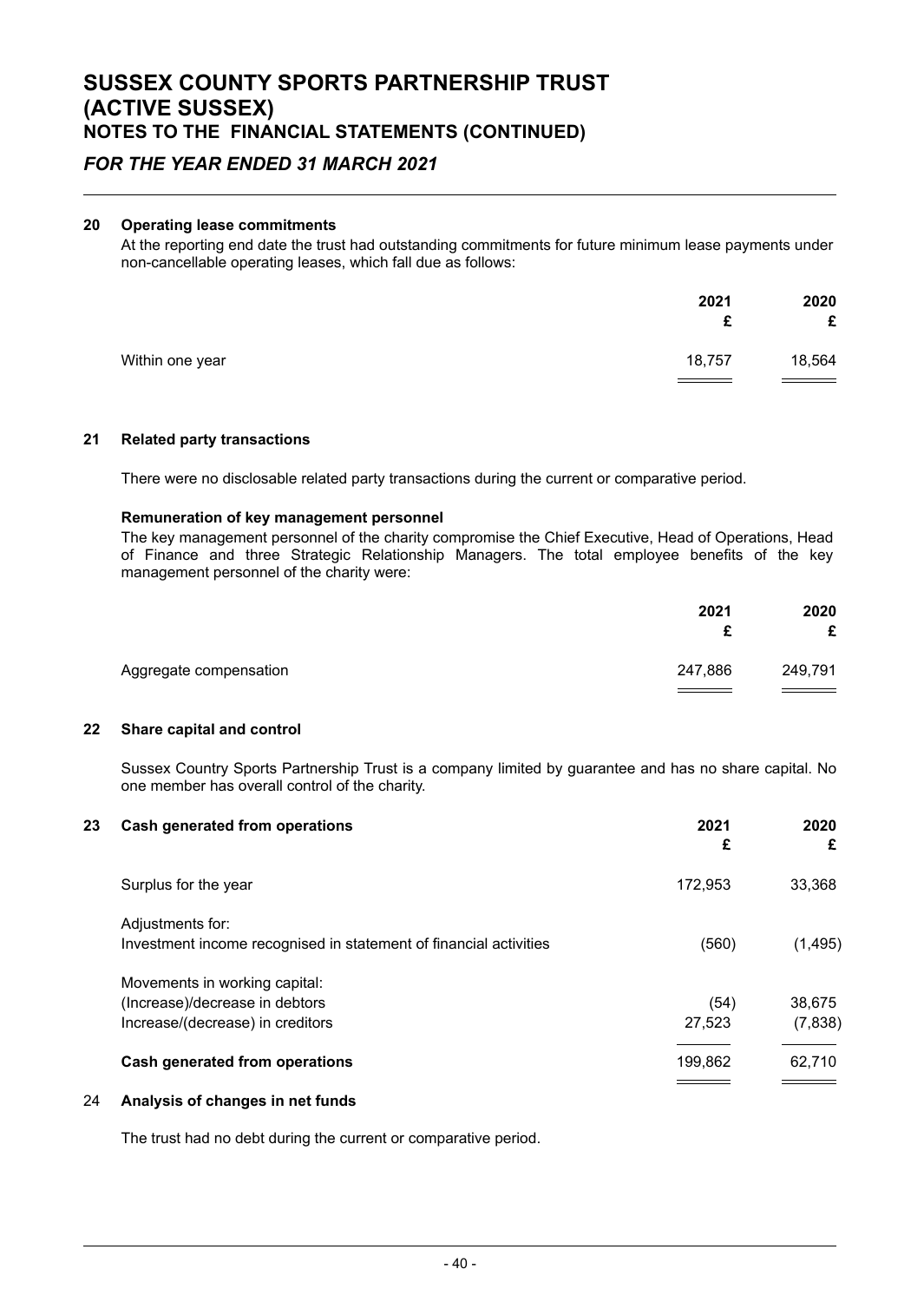# SUSSEX COUNTY SPORTS PARTNERSHIP TRUST (ACTIVE SUSSEX)
## NOTES TO THE FINANCIAL STATEMENTS (CONTINUED)
### *FOR THE YEAR ENDED 31 MARCH 2021*

**20 Operating lease commitments**

At the reporting end date the trust had outstanding commitments for future minimum lease payments under non-cancellable operating leases, which fall due as follows:

| | 2021<br>£ | 2020<br>£ |
|---|---|---|
| Within one year | 18,757 | 18,564 |

**21 Related party transactions**

There were no disclosable related party transactions during the current or comparative period.

**Remuneration of key management personnel**

The key management personnel of the charity compromise the Chief Executive, Head of Operations, Head of Finance and three Strategic Relationship Managers. The total employee benefits of the key management personnel of the charity were:

| | 2021<br>£ | 2020<br>£ |
|---|---|---|
| Aggregate compensation | 247,886 | 249,791 |

**22 Share capital and control**

Sussex Country Sports Partnership Trust is a company limited by guarantee and has no share capital. No one member has overall control of the charity.

| **23 Cash generated from operations** | 2021<br>£ | 2020<br>£ |
|---|---|---|
| Surplus for the year | 172,953 | 33,368 |
| Adjustments for: | | |
| Investment income recognised in statement of financial activities | (560) | (1,495) |
| Movements in working capital: | | |
| (Increase)/decrease in debtors | (54) | 38,675 |
| Increase/(decrease) in creditors | 27,523 | (7,838) |
| **Cash generated from operations** | 199,862 | 62,710 |

24 **Analysis of changes in net funds**

The trust had no debt during the current or comparative period.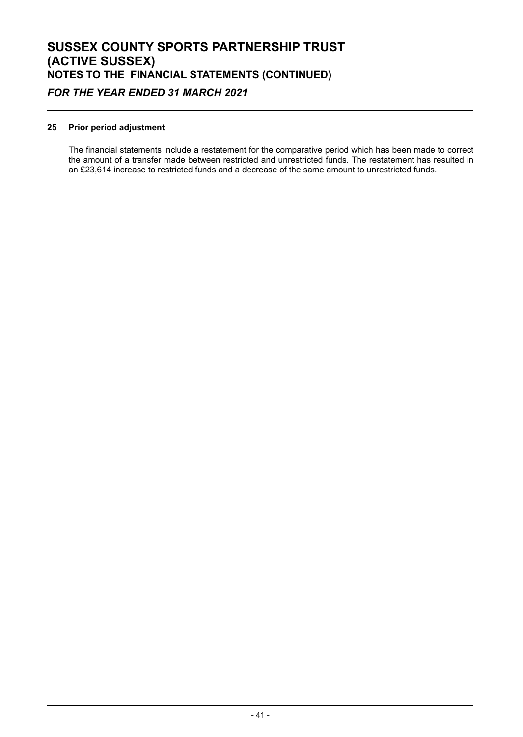## 25 Prior period adjustment

The financial statements include a restatement for the comparative period which has been made to correct the amount of a transfer made between restricted and unrestricted funds. The restatement has resulted in an £23,614 increase to restricted funds and a decrease of the same amount to unrestricted funds.